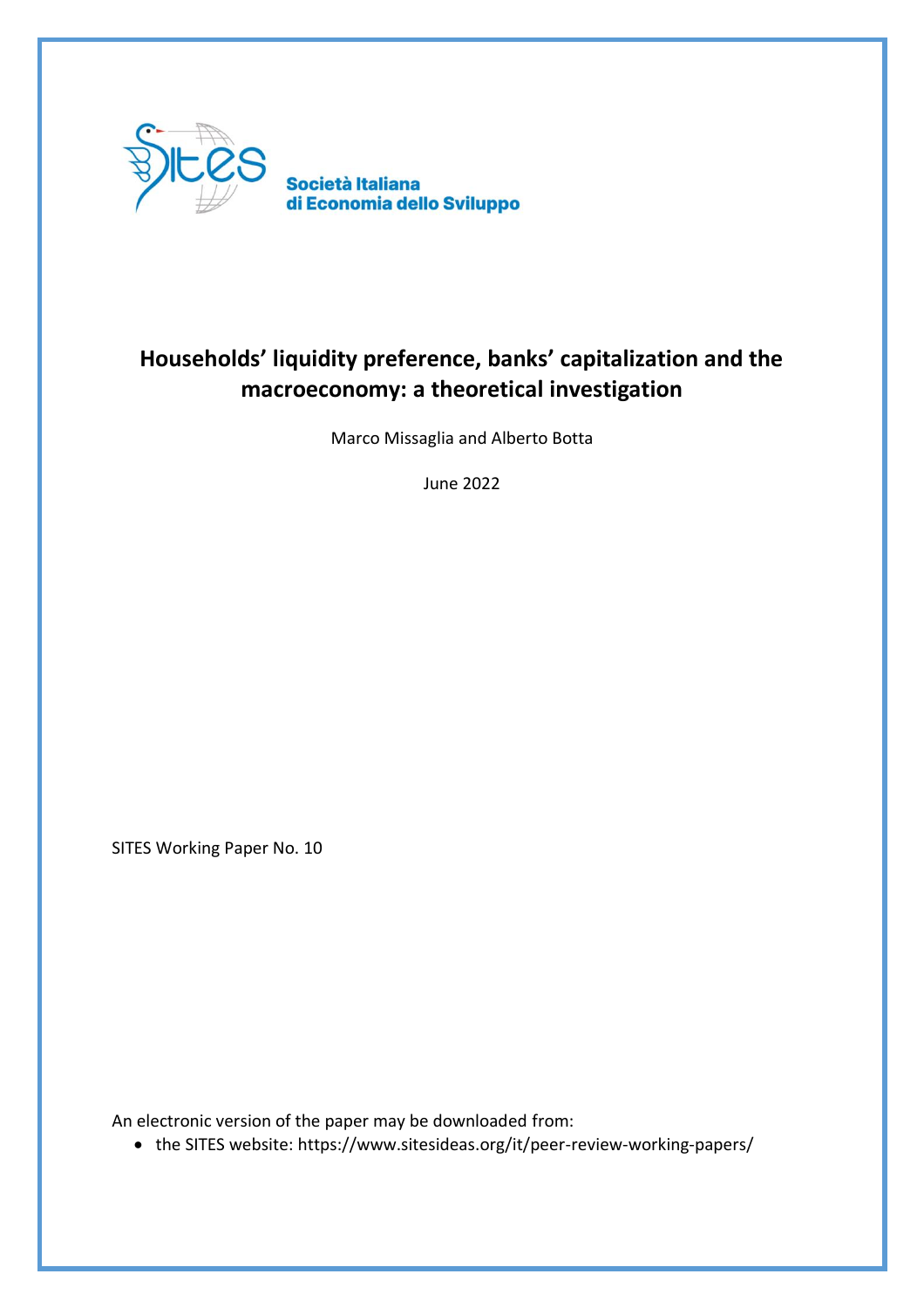Società Italiana
di Economia dello Sviluppo

# Households' liquidity preference, banks' capitalization and the macroeconomy: a theoretical investigation

Marco Missaglia and Alberto Botta

June 2022

SITES Working Paper No. 10

An electronic version of the paper may be downloaded from:

- the SITES website: https://www.sitesideas.org/it/peer-review-working-papers/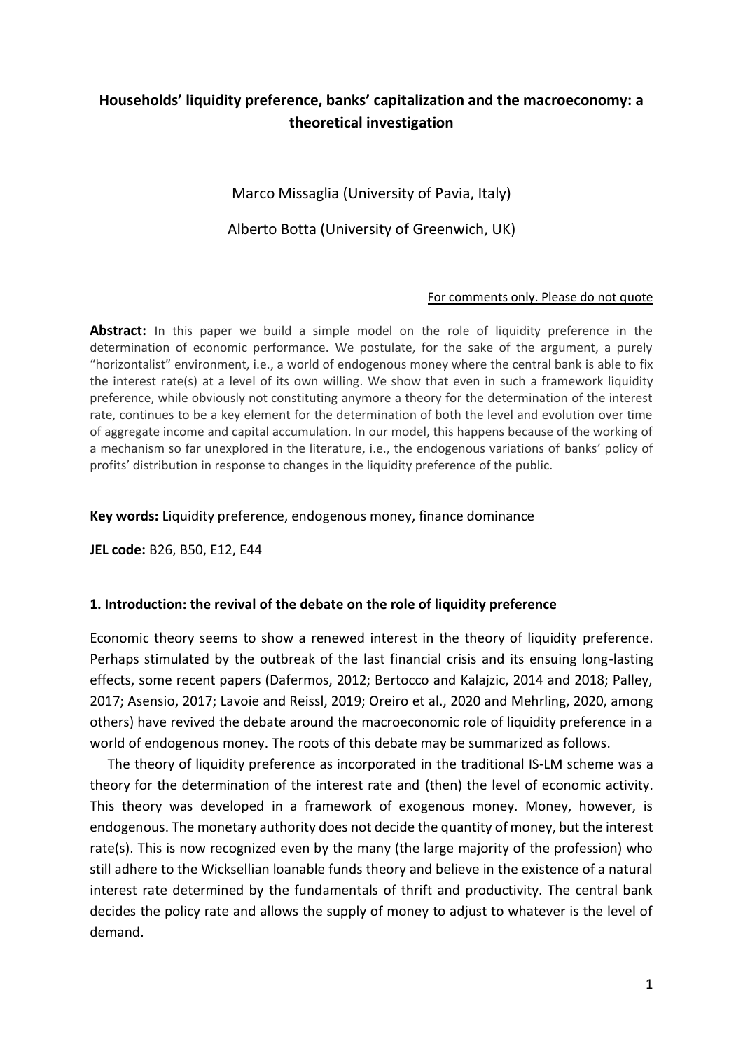# Households' liquidity preference, banks' capitalization and the macroeconomy: a theoretical investigation

Marco Missaglia (University of Pavia, Italy)

Alberto Botta (University of Greenwich, UK)

For comments only. Please do not quote

**Abstract:** In this paper we build a simple model on the role of liquidity preference in the determination of economic performance. We postulate, for the sake of the argument, a purely "horizontalist" environment, i.e., a world of endogenous money where the central bank is able to fix the interest rate(s) at a level of its own willing. We show that even in such a framework liquidity preference, while obviously not constituting anymore a theory for the determination of the interest rate, continues to be a key element for the determination of both the level and evolution over time of aggregate income and capital accumulation. In our model, this happens because of the working of a mechanism so far unexplored in the literature, i.e., the endogenous variations of banks' policy of profits' distribution in response to changes in the liquidity preference of the public.

**Key words:** Liquidity preference, endogenous money, finance dominance

**JEL code:** B26, B50, E12, E44

## 1. Introduction: the revival of the debate on the role of liquidity preference

Economic theory seems to show a renewed interest in the theory of liquidity preference. Perhaps stimulated by the outbreak of the last financial crisis and its ensuing long-lasting effects, some recent papers (Dafermos, 2012; Bertocco and Kalajzic, 2014 and 2018; Palley, 2017; Asensio, 2017; Lavoie and Reissl, 2019; Oreiro et al., 2020 and Mehrling, 2020, among others) have revived the debate around the macroeconomic role of liquidity preference in a world of endogenous money. The roots of this debate may be summarized as follows.

The theory of liquidity preference as incorporated in the traditional IS-LM scheme was a theory for the determination of the interest rate and (then) the level of economic activity. This theory was developed in a framework of exogenous money. Money, however, is endogenous. The monetary authority does not decide the quantity of money, but the interest rate(s). This is now recognized even by the many (the large majority of the profession) who still adhere to the Wicksellian loanable funds theory and believe in the existence of a natural interest rate determined by the fundamentals of thrift and productivity. The central bank decides the policy rate and allows the supply of money to adjust to whatever is the level of demand.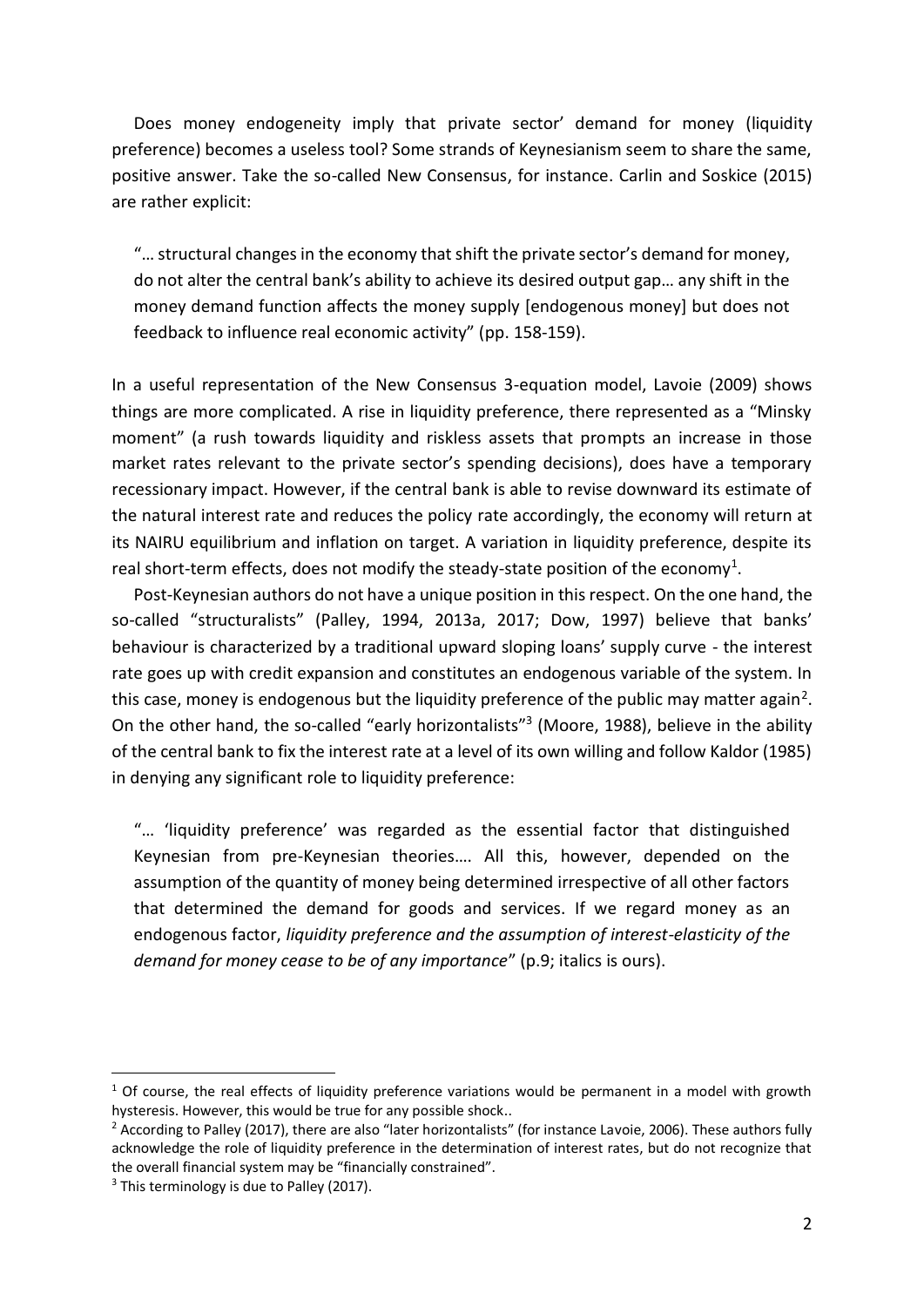Does money endogeneity imply that private sector' demand for money (liquidity preference) becomes a useless tool? Some strands of Keynesianism seem to share the same, positive answer. Take the so-called New Consensus, for instance. Carlin and Soskice (2015) are rather explicit:

> "… structural changes in the economy that shift the private sector's demand for money, do not alter the central bank's ability to achieve its desired output gap… any shift in the money demand function affects the money supply [endogenous money] but does not feedback to influence real economic activity" (pp. 158-159).

In a useful representation of the New Consensus 3-equation model, Lavoie (2009) shows things are more complicated. A rise in liquidity preference, there represented as a "Minsky moment" (a rush towards liquidity and riskless assets that prompts an increase in those market rates relevant to the private sector's spending decisions), does have a temporary recessionary impact. However, if the central bank is able to revise downward its estimate of the natural interest rate and reduces the policy rate accordingly, the economy will return at its NAIRU equilibrium and inflation on target. A variation in liquidity preference, despite its real short-term effects, does not modify the steady-state position of the economy[1].

Post-Keynesian authors do not have a unique position in this respect. On the one hand, the so-called "structuralists" (Palley, 1994, 2013a, 2017; Dow, 1997) believe that banks' behaviour is characterized by a traditional upward sloping loans' supply curve - the interest rate goes up with credit expansion and constitutes an endogenous variable of the system. In this case, money is endogenous but the liquidity preference of the public may matter again[2]. On the other hand, the so-called "early horizontalists"[3] (Moore, 1988), believe in the ability of the central bank to fix the interest rate at a level of its own willing and follow Kaldor (1985) in denying any significant role to liquidity preference:

> "… 'liquidity preference' was regarded as the essential factor that distinguished Keynesian from pre-Keynesian theories…. All this, however, depended on the assumption of the quantity of money being determined irrespective of all other factors that determined the demand for goods and services. If we regard money as an endogenous factor, *liquidity preference and the assumption of interest-elasticity of the demand for money cease to be of any importance*" (p.9; italics is ours).

[1] Of course, the real effects of liquidity preference variations would be permanent in a model with growth hysteresis. However, this would be true for any possible shock..

[2] According to Palley (2017), there are also "later horizontalists" (for instance Lavoie, 2006). These authors fully acknowledge the role of liquidity preference in the determination of interest rates, but do not recognize that the overall financial system may be "financially constrained".

[3] This terminology is due to Palley (2017).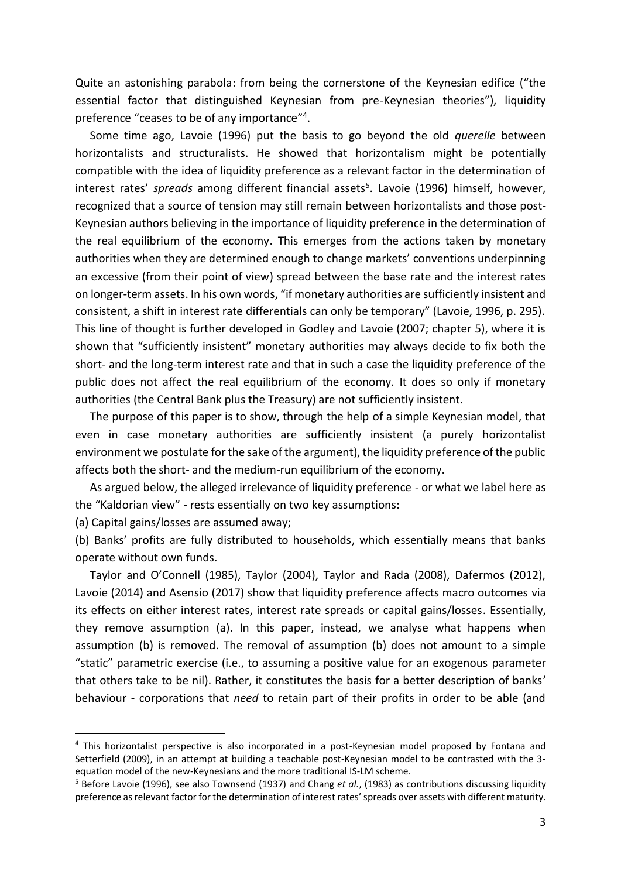Quite an astonishing parabola: from being the cornerstone of the Keynesian edifice ("the essential factor that distinguished Keynesian from pre-Keynesian theories"), liquidity preference "ceases to be of any importance"[4].

Some time ago, Lavoie (1996) put the basis to go beyond the old *querelle* between horizontalists and structuralists. He showed that horizontalism might be potentially compatible with the idea of liquidity preference as a relevant factor in the determination of interest rates' *spreads* among different financial assets[5]. Lavoie (1996) himself, however, recognized that a source of tension may still remain between horizontalists and those post-Keynesian authors believing in the importance of liquidity preference in the determination of the real equilibrium of the economy. This emerges from the actions taken by monetary authorities when they are determined enough to change markets' conventions underpinning an excessive (from their point of view) spread between the base rate and the interest rates on longer-term assets. In his own words, "if monetary authorities are sufficiently insistent and consistent, a shift in interest rate differentials can only be temporary" (Lavoie, 1996, p. 295). This line of thought is further developed in Godley and Lavoie (2007; chapter 5), where it is shown that "sufficiently insistent" monetary authorities may always decide to fix both the short- and the long-term interest rate and that in such a case the liquidity preference of the public does not affect the real equilibrium of the economy. It does so only if monetary authorities (the Central Bank plus the Treasury) are not sufficiently insistent.

The purpose of this paper is to show, through the help of a simple Keynesian model, that even in case monetary authorities are sufficiently insistent (a purely horizontalist environment we postulate for the sake of the argument), the liquidity preference of the public affects both the short- and the medium-run equilibrium of the economy.

As argued below, the alleged irrelevance of liquidity preference - or what we label here as the "Kaldorian view" - rests essentially on two key assumptions:

(a) Capital gains/losses are assumed away;

(b) Banks' profits are fully distributed to households, which essentially means that banks operate without own funds.

Taylor and O'Connell (1985), Taylor (2004), Taylor and Rada (2008), Dafermos (2012), Lavoie (2014) and Asensio (2017) show that liquidity preference affects macro outcomes via its effects on either interest rates, interest rate spreads or capital gains/losses. Essentially, they remove assumption (a). In this paper, instead, we analyse what happens when assumption (b) is removed. The removal of assumption (b) does not amount to a simple "static" parametric exercise (i.e., to assuming a positive value for an exogenous parameter that others take to be nil). Rather, it constitutes the basis for a better description of banks' behaviour - corporations that *need* to retain part of their profits in order to be able (and

[4] This horizontalist perspective is also incorporated in a post-Keynesian model proposed by Fontana and Setterfield (2009), in an attempt at building a teachable post-Keynesian model to be contrasted with the 3-equation model of the new-Keynesians and the more traditional IS-LM scheme.

[5] Before Lavoie (1996), see also Townsend (1937) and Chang *et al.*, (1983) as contributions discussing liquidity preference as relevant factor for the determination of interest rates' spreads over assets with different maturity.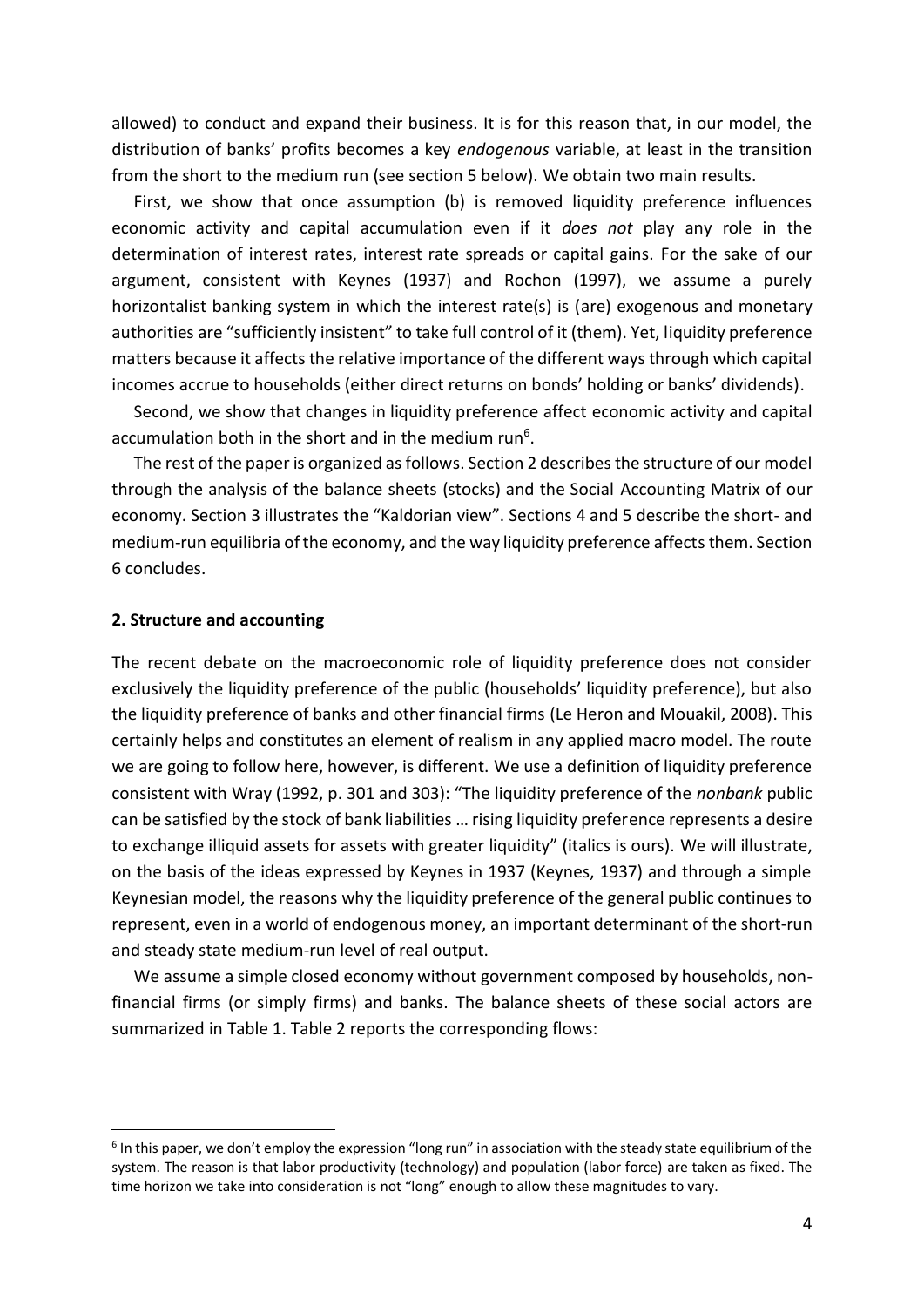allowed) to conduct and expand their business. It is for this reason that, in our model, the distribution of banks' profits becomes a key *endogenous* variable, at least in the transition from the short to the medium run (see section 5 below). We obtain two main results.

First, we show that once assumption (b) is removed liquidity preference influences economic activity and capital accumulation even if it *does not* play any role in the determination of interest rates, interest rate spreads or capital gains. For the sake of our argument, consistent with Keynes (1937) and Rochon (1997), we assume a purely horizontalist banking system in which the interest rate(s) is (are) exogenous and monetary authorities are "sufficiently insistent" to take full control of it (them). Yet, liquidity preference matters because it affects the relative importance of the different ways through which capital incomes accrue to households (either direct returns on bonds' holding or banks' dividends).

Second, we show that changes in liquidity preference affect economic activity and capital accumulation both in the short and in the medium run[6].

The rest of the paper is organized as follows. Section 2 describes the structure of our model through the analysis of the balance sheets (stocks) and the Social Accounting Matrix of our economy. Section 3 illustrates the "Kaldorian view". Sections 4 and 5 describe the short- and medium-run equilibria of the economy, and the way liquidity preference affects them. Section 6 concludes.

## 2. Structure and accounting

The recent debate on the macroeconomic role of liquidity preference does not consider exclusively the liquidity preference of the public (households' liquidity preference), but also the liquidity preference of banks and other financial firms (Le Heron and Mouakil, 2008). This certainly helps and constitutes an element of realism in any applied macro model. The route we are going to follow here, however, is different. We use a definition of liquidity preference consistent with Wray (1992, p. 301 and 303): "The liquidity preference of the *nonbank* public can be satisfied by the stock of bank liabilities … rising liquidity preference represents a desire to exchange illiquid assets for assets with greater liquidity" (italics is ours). We will illustrate, on the basis of the ideas expressed by Keynes in 1937 (Keynes, 1937) and through a simple Keynesian model, the reasons why the liquidity preference of the general public continues to represent, even in a world of endogenous money, an important determinant of the short-run and steady state medium-run level of real output.

We assume a simple closed economy without government composed by households, non-financial firms (or simply firms) and banks. The balance sheets of these social actors are summarized in Table 1. Table 2 reports the corresponding flows:

---

[6] In this paper, we don't employ the expression "long run" in association with the steady state equilibrium of the system. The reason is that labor productivity (technology) and population (labor force) are taken as fixed. The time horizon we take into consideration is not "long" enough to allow these magnitudes to vary.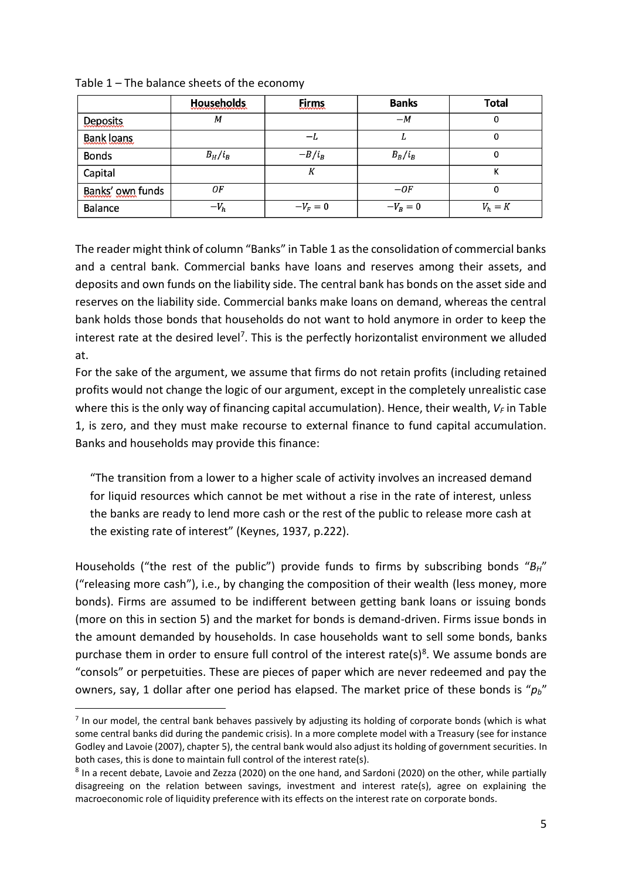Table 1 – The balance sheets of the economy

| | Households | Firms | Banks | Total |
|---|---|---|---|---|
| Deposits | $M$ | | $-M$ | 0 |
| Bank loans | | $-L$ | $L$ | 0 |
| Bonds | $B_H/i_B$ | $-B/i_B$ | $B_B/i_B$ | 0 |
| Capital | | $K$ | | K |
| Banks' own funds | $OF$ | | $-OF$ | 0 |
| Balance | $-V_h$ | $-V_F = 0$ | $-V_B = 0$ | $V_h = K$ |

The reader might think of column "Banks" in Table 1 as the consolidation of commercial banks and a central bank. Commercial banks have loans and reserves among their assets, and deposits and own funds on the liability side. The central bank has bonds on the asset side and reserves on the liability side. Commercial banks make loans on demand, whereas the central bank holds those bonds that households do not want to hold anymore in order to keep the interest rate at the desired level[7]. This is the perfectly horizontalist environment we alluded at.

For the sake of the argument, we assume that firms do not retain profits (including retained profits would not change the logic of our argument, except in the completely unrealistic case where this is the only way of financing capital accumulation). Hence, their wealth, $V_F$ in Table 1, is zero, and they must make recourse to external finance to fund capital accumulation. Banks and households may provide this finance:

> "The transition from a lower to a higher scale of activity involves an increased demand for liquid resources which cannot be met without a rise in the rate of interest, unless the banks are ready to lend more cash or the rest of the public to release more cash at the existing rate of interest" (Keynes, 1937, p.222).

Households ("the rest of the public") provide funds to firms by subscribing bonds "$B_H$" ("releasing more cash"), i.e., by changing the composition of their wealth (less money, more bonds). Firms are assumed to be indifferent between getting bank loans or issuing bonds (more on this in section 5) and the market for bonds is demand-driven. Firms issue bonds in the amount demanded by households. In case households want to sell some bonds, banks purchase them in order to ensure full control of the interest rate(s)[8]. We assume bonds are "consols" or perpetuities. These are pieces of paper which are never redeemed and pay the owners, say, 1 dollar after one period has elapsed. The market price of these bonds is "$p_b$"

[7] In our model, the central bank behaves passively by adjusting its holding of corporate bonds (which is what some central banks did during the pandemic crisis). In a more complete model with a Treasury (see for instance Godley and Lavoie (2007), chapter 5), the central bank would also adjust its holding of government securities. In both cases, this is done to maintain full control of the interest rate(s).

[8] In a recent debate, Lavoie and Zezza (2020) on the one hand, and Sardoni (2020) on the other, while partially disagreeing on the relation between savings, investment and interest rate(s), agree on explaining the macroeconomic role of liquidity preference with its effects on the interest rate on corporate bonds.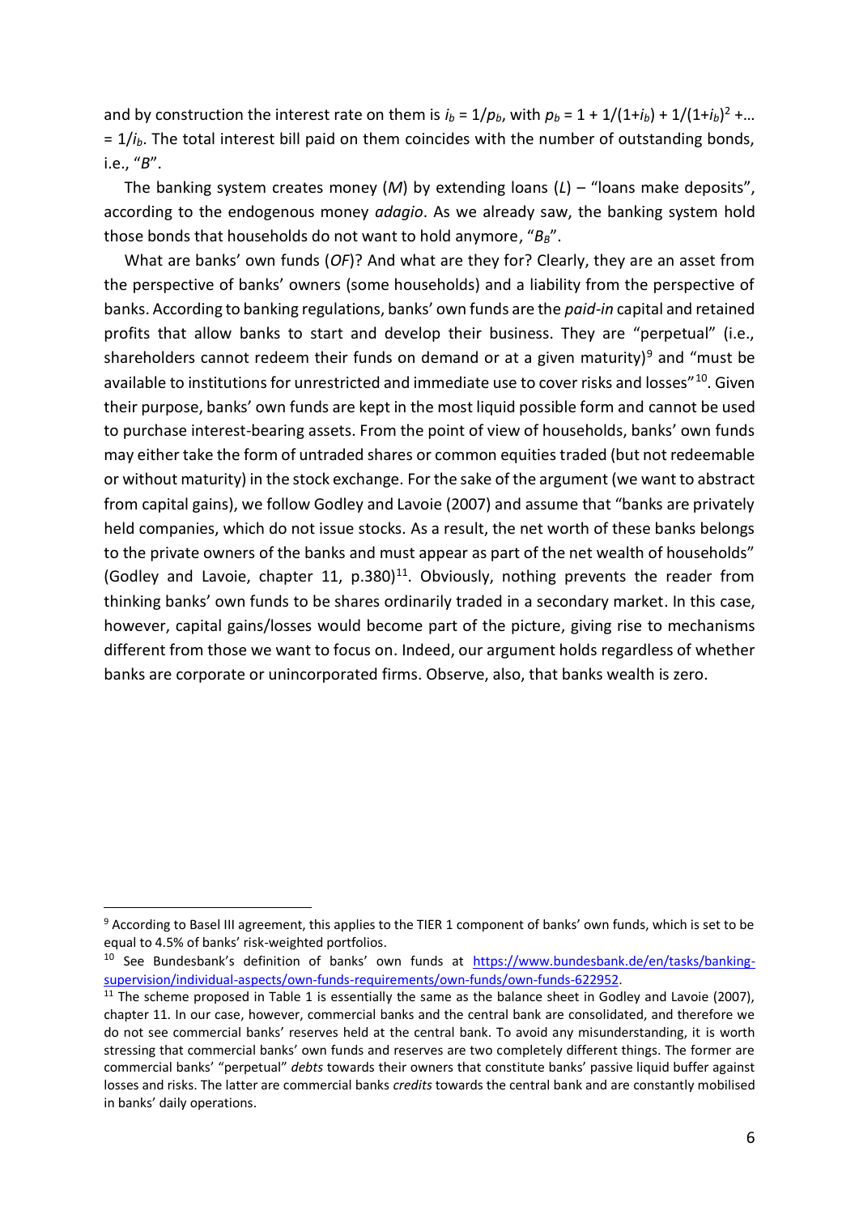and by construction the interest rate on them is $i_b = 1/p_b$, with $p_b = 1 + 1/(1+i_b) + 1/(1+i_b)^2 + \ldots = 1/i_b$. The total interest bill paid on them coincides with the number of outstanding bonds, i.e., "$B$".

The banking system creates money ($M$) by extending loans ($L$) – "loans make deposits", according to the endogenous money *adagio*. As we already saw, the banking system hold those bonds that households do not want to hold anymore, "$B_B$".

What are banks' own funds ($OF$)? And what are they for? Clearly, they are an asset from the perspective of banks' owners (some households) and a liability from the perspective of banks. According to banking regulations, banks' own funds are the *paid-in* capital and retained profits that allow banks to start and develop their business. They are "perpetual" (i.e., shareholders cannot redeem their funds on demand or at a given maturity)[9] and "must be available to institutions for unrestricted and immediate use to cover risks and losses"[10]. Given their purpose, banks' own funds are kept in the most liquid possible form and cannot be used to purchase interest-bearing assets. From the point of view of households, banks' own funds may either take the form of untraded shares or common equities traded (but not redeemable or without maturity) in the stock exchange. For the sake of the argument (we want to abstract from capital gains), we follow Godley and Lavoie (2007) and assume that "banks are privately held companies, which do not issue stocks. As a result, the net worth of these banks belongs to the private owners of the banks and must appear as part of the net wealth of households" (Godley and Lavoie, chapter 11, p.380)[11]. Obviously, nothing prevents the reader from thinking banks' own funds to be shares ordinarily traded in a secondary market. In this case, however, capital gains/losses would become part of the picture, giving rise to mechanisms different from those we want to focus on. Indeed, our argument holds regardless of whether banks are corporate or unincorporated firms. Observe, also, that banks wealth is zero.

---

[9] According to Basel III agreement, this applies to the TIER 1 component of banks' own funds, which is set to be equal to 4.5% of banks' risk-weighted portfolios.

[10] See Bundesbank's definition of banks' own funds at https://www.bundesbank.de/en/tasks/banking-supervision/individual-aspects/own-funds-requirements/own-funds/own-funds-622952.

[11] The scheme proposed in Table 1 is essentially the same as the balance sheet in Godley and Lavoie (2007), chapter 11. In our case, however, commercial banks and the central bank are consolidated, and therefore we do not see commercial banks' reserves held at the central bank. To avoid any misunderstanding, it is worth stressing that commercial banks' own funds and reserves are two completely different things. The former are commercial banks' "perpetual" *debts* towards their owners that constitute banks' passive liquid buffer against losses and risks. The latter are commercial banks *credits* towards the central bank and are constantly mobilised in banks' daily operations.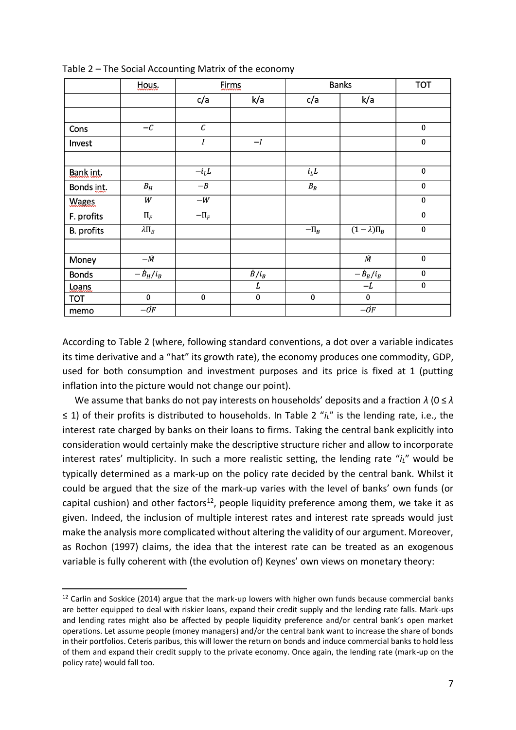Table 2 – The Social Accounting Matrix of the economy

| | Hous. | Firms | | Banks | | TOT |
|---|---|---|---|---|---|---|
| | | c/a | k/a | c/a | k/a | |
| | | | | | | |
| Cons | $-C$ | $C$ | | | | 0 |
| Invest | | $I$ | $-I$ | | | 0 |
| | | | | | | |
| Bank int. | | $-i_L L$ | | $i_L L$ | | 0 |
| Bonds int. | $B_H$ | $-B$ | | $B_B$ | | 0 |
| Wages | $W$ | $-W$ | | | | 0 |
| F. profits | $\Pi_F$ | $-\Pi_F$ | | | | 0 |
| B. profits | $\lambda\Pi_B$ | | | $-\Pi_B$ | $(1-\lambda)\Pi_B$ | 0 |
| | | | | | | |
| Money | $-\dot{M}$ | | | | $\dot{M}$ | 0 |
| Bonds | $-\dot{B}_H/i_B$ | | $\dot{B}/i_B$ | | $-\dot{B}_B/i_B$ | 0 |
| Loans | | | $\dot{L}$ | | $-\dot{L}$ | 0 |
| TOT | 0 | 0 | 0 | 0 | 0 | |
| memo | $-\dot{OF}$ | | | | $-\dot{OF}$ | |

According to Table 2 (where, following standard conventions, a dot over a variable indicates its time derivative and a "hat" its growth rate), the economy produces one commodity, GDP, used for both consumption and investment purposes and its price is fixed at 1 (putting inflation into the picture would not change our point).

We assume that banks do not pay interests on households' deposits and a fraction $\lambda$ ($0 \leq \lambda \leq 1$) of their profits is distributed to households. In Table 2 "$i_L$" is the lending rate, i.e., the interest rate charged by banks on their loans to firms. Taking the central bank explicitly into consideration would certainly make the descriptive structure richer and allow to incorporate interest rates' multiplicity. In such a more realistic setting, the lending rate "$i_L$" would be typically determined as a mark-up on the policy rate decided by the central bank. Whilst it could be argued that the size of the mark-up varies with the level of banks' own funds (or capital cushion) and other factors[12], people liquidity preference among them, we take it as given. Indeed, the inclusion of multiple interest rates and interest rate spreads would just make the analysis more complicated without altering the validity of our argument. Moreover, as Rochon (1997) claims, the idea that the interest rate can be treated as an exogenous variable is fully coherent with (the evolution of) Keynes' own views on monetary theory:

[12] Carlin and Soskice (2014) argue that the mark-up lowers with higher own funds because commercial banks are better equipped to deal with riskier loans, expand their credit supply and the lending rate falls. Mark-ups and lending rates might also be affected by people liquidity preference and/or central bank's open market operations. Let assume people (money managers) and/or the central bank want to increase the share of bonds in their portfolios. Ceteris paribus, this will lower the return on bonds and induce commercial banks to hold less of them and expand their credit supply to the private economy. Once again, the lending rate (mark-up on the policy rate) would fall too.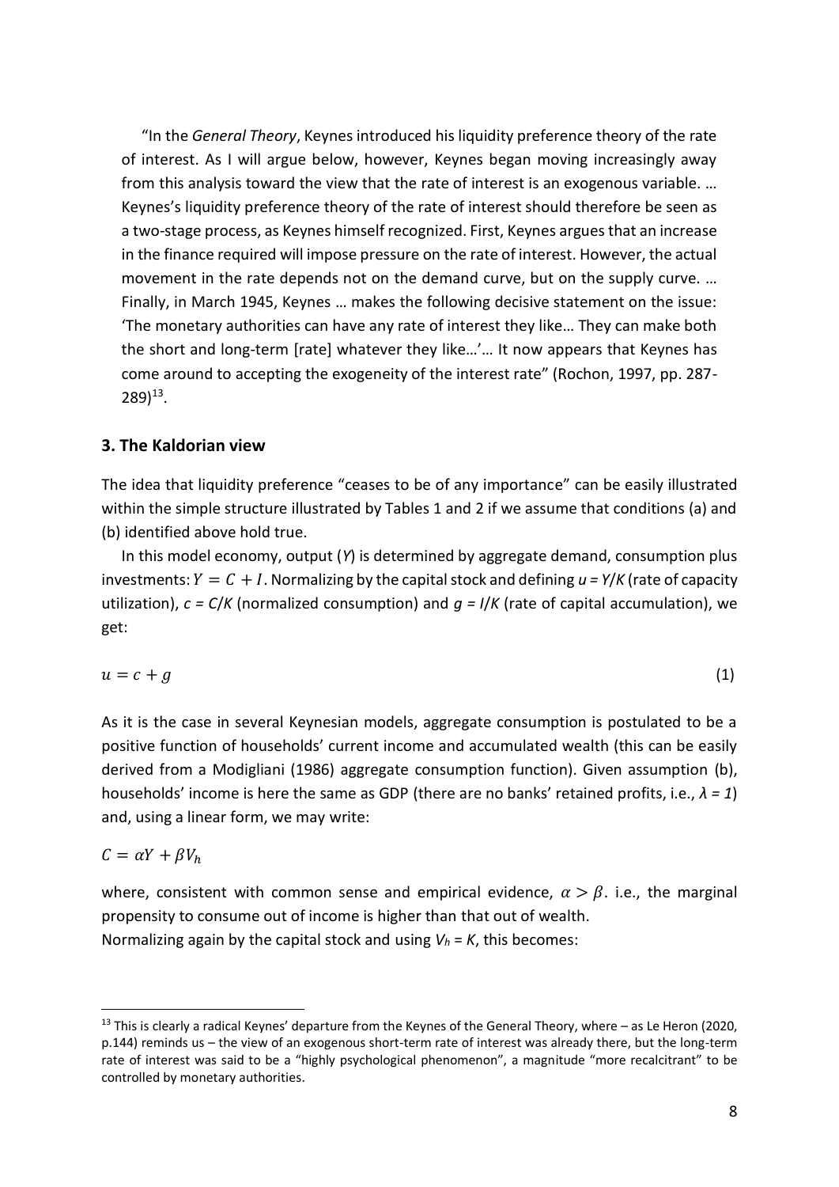"In the *General Theory*, Keynes introduced his liquidity preference theory of the rate of interest. As I will argue below, however, Keynes began moving increasingly away from this analysis toward the view that the rate of interest is an exogenous variable. … Keynes's liquidity preference theory of the rate of interest should therefore be seen as a two-stage process, as Keynes himself recognized. First, Keynes argues that an increase in the finance required will impose pressure on the rate of interest. However, the actual movement in the rate depends not on the demand curve, but on the supply curve. … Finally, in March 1945, Keynes … makes the following decisive statement on the issue: 'The monetary authorities can have any rate of interest they like… They can make both the short and long-term [rate] whatever they like…'… It now appears that Keynes has come around to accepting the exogeneity of the interest rate" (Rochon, 1997, pp. 287-289)[13].

## 3. The Kaldorian view

The idea that liquidity preference "ceases to be of any importance" can be easily illustrated within the simple structure illustrated by Tables 1 and 2 if we assume that conditions (a) and (b) identified above hold true.

In this model economy, output ($Y$) is determined by aggregate demand, consumption plus investments: $Y = C + I$. Normalizing by the capital stock and defining $u = Y/K$ (rate of capacity utilization), $c = C/K$ (normalized consumption) and $g = I/K$ (rate of capital accumulation), we get:

$$u = c + g \tag{1}$$

As it is the case in several Keynesian models, aggregate consumption is postulated to be a positive function of households' current income and accumulated wealth (this can be easily derived from a Modigliani (1986) aggregate consumption function). Given assumption (b), households' income is here the same as GDP (there are no banks' retained profits, i.e., $\lambda = 1$) and, using a linear form, we may write:

$$C = \alpha Y + \beta V_h$$

where, consistent with common sense and empirical evidence, $\alpha > \beta$. i.e., the marginal propensity to consume out of income is higher than that out of wealth.
Normalizing again by the capital stock and using $V_h = K$, this becomes:

[13] This is clearly a radical Keynes' departure from the Keynes of the General Theory, where – as Le Heron (2020, p.144) reminds us – the view of an exogenous short-term rate of interest was already there, but the long-term rate of interest was said to be a "highly psychological phenomenon", a magnitude "more recalcitrant" to be controlled by monetary authorities.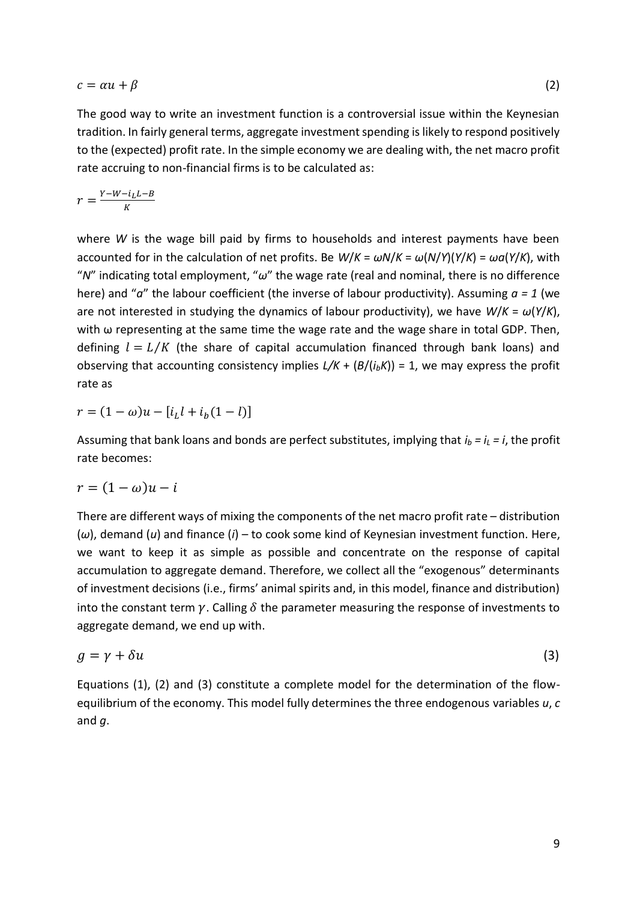$$c = \alpha u + \beta \tag{2}$$

The good way to write an investment function is a controversial issue within the Keynesian tradition. In fairly general terms, aggregate investment spending is likely to respond positively to the (expected) profit rate. In the simple economy we are dealing with, the net macro profit rate accruing to non-financial firms is to be calculated as:

$$r = \frac{Y - W - i_L L - B}{K}$$

where $W$ is the wage bill paid by firms to households and interest payments have been accounted for in the calculation of net profits. Be $W/K = \omega N/K = \omega(N/Y)(Y/K) = \omega a(Y/K)$, with "$N$" indicating total employment, "$\omega$" the wage rate (real and nominal, there is no difference here) and "$a$" the labour coefficient (the inverse of labour productivity). Assuming $a = 1$ (we are not interested in studying the dynamics of labour productivity), we have $W/K = \omega(Y/K)$, with ω representing at the same time the wage rate and the wage share in total GDP. Then, defining $l = L/K$ (the share of capital accumulation financed through bank loans) and observing that accounting consistency implies $L/K + (B/(i_b K)) = 1$, we may express the profit rate as

$$r = (1 - \omega)u - [i_L l + i_b(1 - l)]$$

Assuming that bank loans and bonds are perfect substitutes, implying that $i_b = i_L = i$, the profit rate becomes:

$$r = (1 - \omega)u - i$$

There are different ways of mixing the components of the net macro profit rate – distribution ($\omega$), demand ($u$) and finance ($i$) – to cook some kind of Keynesian investment function. Here, we want to keep it as simple as possible and concentrate on the response of capital accumulation to aggregate demand. Therefore, we collect all the "exogenous" determinants of investment decisions (i.e., firms' animal spirits and, in this model, finance and distribution) into the constant term $\gamma$. Calling $\delta$ the parameter measuring the response of investments to aggregate demand, we end up with.

$$g = \gamma + \delta u \tag{3}$$

Equations (1), (2) and (3) constitute a complete model for the determination of the flow-equilibrium of the economy. This model fully determines the three endogenous variables $u$, $c$ and $g$.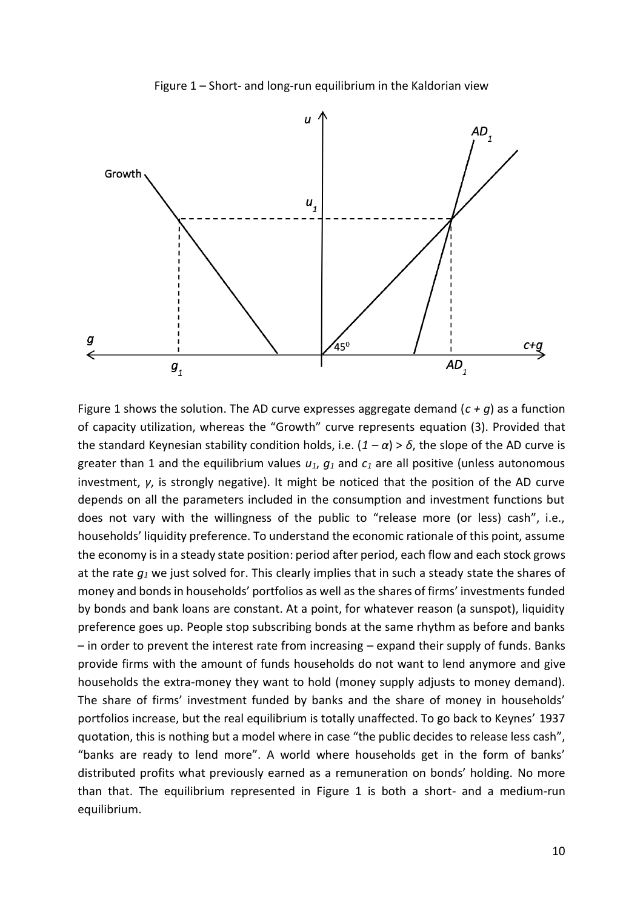Figure 1 – Short- and long-run equilibrium in the Kaldorian view

$u$

$AD_1$

Growth

$u_1$

$g$

$45^0$

$c$+$g$

$g_1$

$AD_1$

Figure 1 shows the solution. The AD curve expresses aggregate demand ($c + g$) as a function of capacity utilization, whereas the "Growth" curve represents equation (3). Provided that the standard Keynesian stability condition holds, i.e. $(1 - \alpha) > \delta$, the slope of the AD curve is greater than 1 and the equilibrium values $u_1$, $g_1$ and $c_1$ are all positive (unless autonomous investment, $\gamma$, is strongly negative). It might be noticed that the position of the AD curve depends on all the parameters included in the consumption and investment functions but does not vary with the willingness of the public to "release more (or less) cash", i.e., households' liquidity preference. To understand the economic rationale of this point, assume the economy is in a steady state position: period after period, each flow and each stock grows at the rate $g_1$ we just solved for. This clearly implies that in such a steady state the shares of money and bonds in households' portfolios as well as the shares of firms' investments funded by bonds and bank loans are constant. At a point, for whatever reason (a sunspot), liquidity preference goes up. People stop subscribing bonds at the same rhythm as before and banks – in order to prevent the interest rate from increasing – expand their supply of funds. Banks provide firms with the amount of funds households do not want to lend anymore and give households the extra-money they want to hold (money supply adjusts to money demand). The share of firms' investment funded by banks and the share of money in households' portfolios increase, but the real equilibrium is totally unaffected. To go back to Keynes' 1937 quotation, this is nothing but a model where in case "the public decides to release less cash", "banks are ready to lend more". A world where households get in the form of banks' distributed profits what previously earned as a remuneration on bonds' holding. No more than that. The equilibrium represented in Figure 1 is both a short- and a medium-run equilibrium.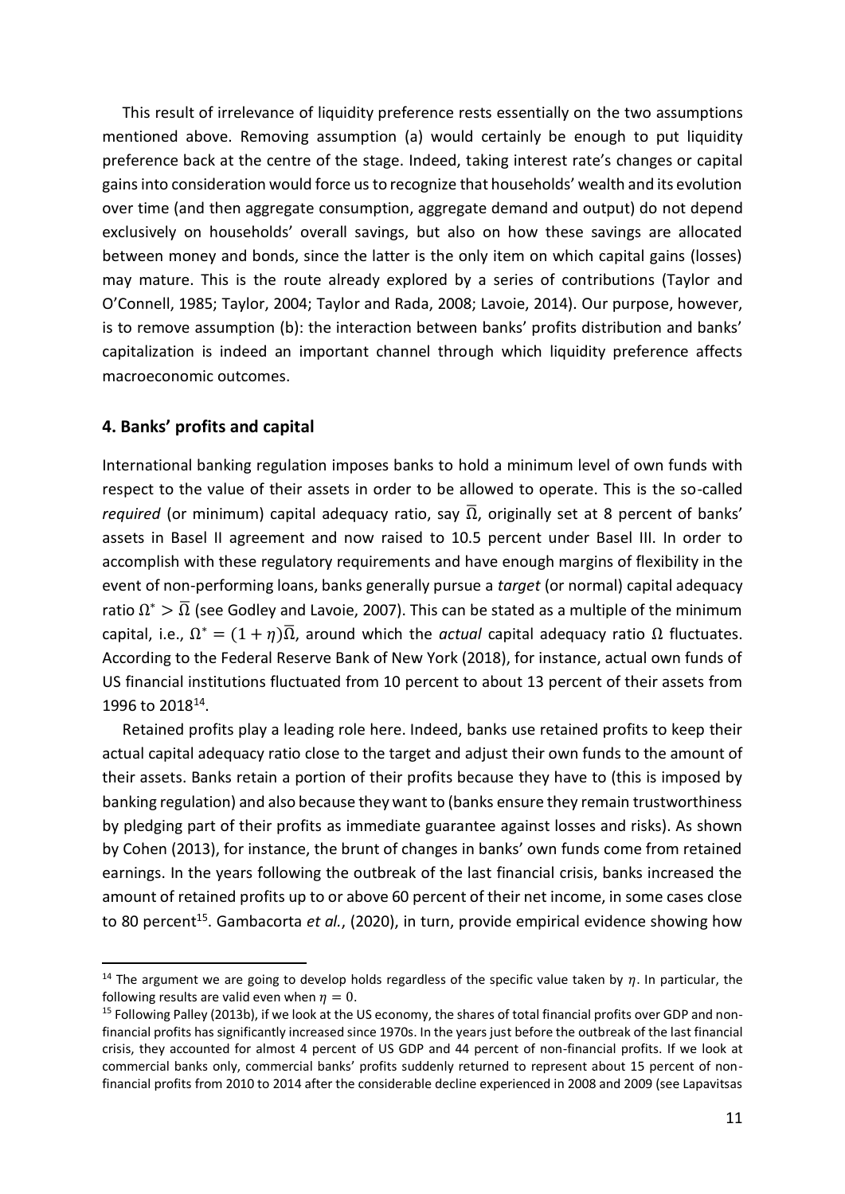This result of irrelevance of liquidity preference rests essentially on the two assumptions mentioned above. Removing assumption (a) would certainly be enough to put liquidity preference back at the centre of the stage. Indeed, taking interest rate's changes or capital gains into consideration would force us to recognize that households' wealth and its evolution over time (and then aggregate consumption, aggregate demand and output) do not depend exclusively on households' overall savings, but also on how these savings are allocated between money and bonds, since the latter is the only item on which capital gains (losses) may mature. This is the route already explored by a series of contributions (Taylor and O'Connell, 1985; Taylor, 2004; Taylor and Rada, 2008; Lavoie, 2014). Our purpose, however, is to remove assumption (b): the interaction between banks' profits distribution and banks' capitalization is indeed an important channel through which liquidity preference affects macroeconomic outcomes.

## 4. Banks' profits and capital

International banking regulation imposes banks to hold a minimum level of own funds with respect to the value of their assets in order to be allowed to operate. This is the so-called *required* (or minimum) capital adequacy ratio, say $\bar{\Omega}$, originally set at 8 percent of banks' assets in Basel II agreement and now raised to 10.5 percent under Basel III. In order to accomplish with these regulatory requirements and have enough margins of flexibility in the event of non-performing loans, banks generally pursue a *target* (or normal) capital adequacy ratio $\Omega^* > \bar{\Omega}$ (see Godley and Lavoie, 2007). This can be stated as a multiple of the minimum capital, i.e., $\Omega^* = (1+\eta)\bar{\Omega}$, around which the *actual* capital adequacy ratio $\Omega$ fluctuates. According to the Federal Reserve Bank of New York (2018), for instance, actual own funds of US financial institutions fluctuated from 10 percent to about 13 percent of their assets from 1996 to 2018[14].

Retained profits play a leading role here. Indeed, banks use retained profits to keep their actual capital adequacy ratio close to the target and adjust their own funds to the amount of their assets. Banks retain a portion of their profits because they have to (this is imposed by banking regulation) and also because they want to (banks ensure they remain trustworthiness by pledging part of their profits as immediate guarantee against losses and risks). As shown by Cohen (2013), for instance, the brunt of changes in banks' own funds come from retained earnings. In the years following the outbreak of the last financial crisis, banks increased the amount of retained profits up to or above 60 percent of their net income, in some cases close to 80 percent[15]. Gambacorta *et al.*, (2020), in turn, provide empirical evidence showing how

[14] The argument we are going to develop holds regardless of the specific value taken by $\eta$. In particular, the following results are valid even when $\eta = 0$.

[15] Following Palley (2013b), if we look at the US economy, the shares of total financial profits over GDP and non-financial profits has significantly increased since 1970s. In the years just before the outbreak of the last financial crisis, they accounted for almost 4 percent of US GDP and 44 percent of non-financial profits. If we look at commercial banks only, commercial banks' profits suddenly returned to represent about 15 percent of non-financial profits from 2010 to 2014 after the considerable decline experienced in 2008 and 2009 (see Lapavitsas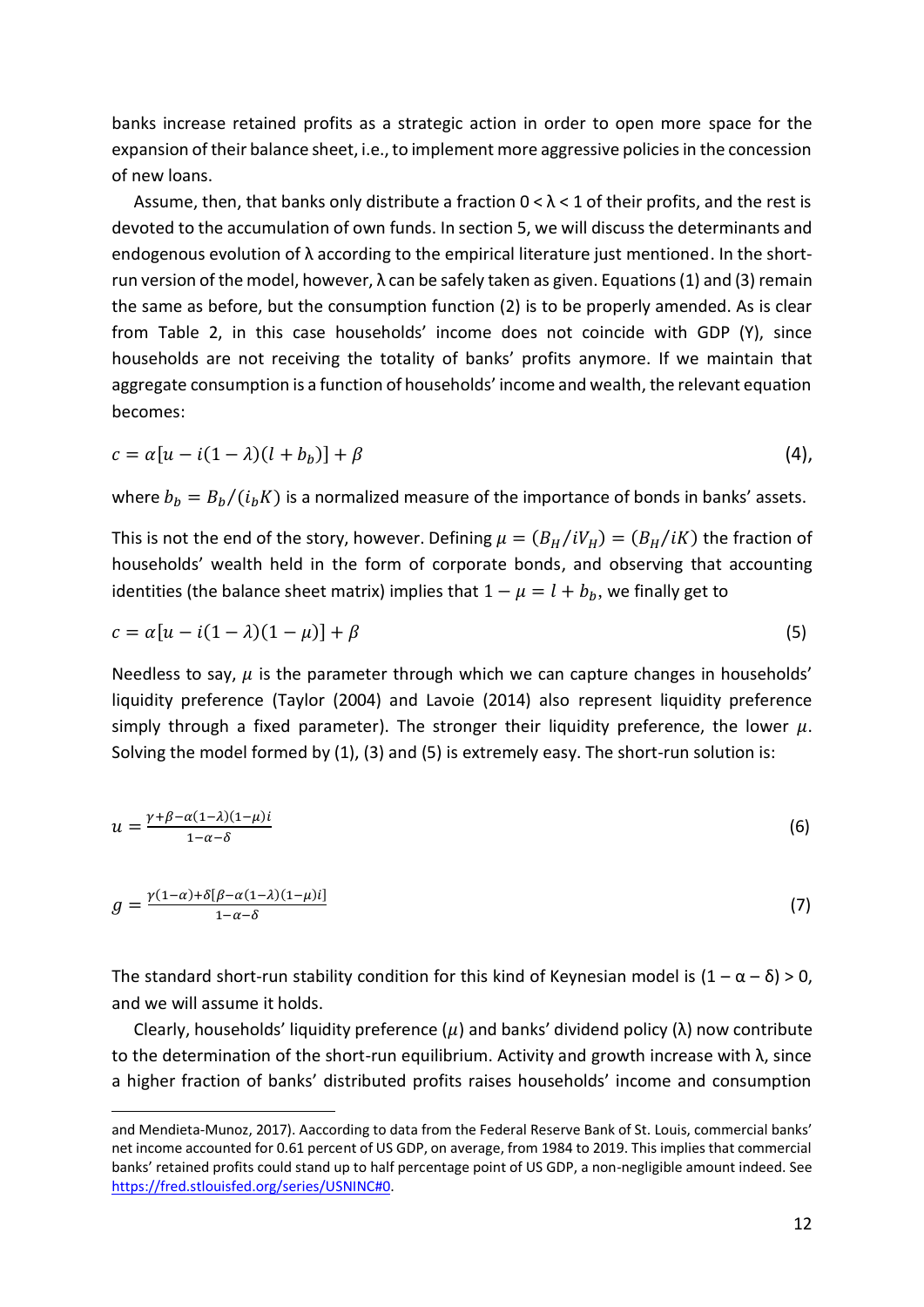banks increase retained profits as a strategic action in order to open more space for the expansion of their balance sheet, i.e., to implement more aggressive policies in the concession of new loans.

Assume, then, that banks only distribute a fraction $0 < \lambda < 1$ of their profits, and the rest is devoted to the accumulation of own funds. In section 5, we will discuss the determinants and endogenous evolution of λ according to the empirical literature just mentioned. In the short-run version of the model, however, λ can be safely taken as given. Equations (1) and (3) remain the same as before, but the consumption function (2) is to be properly amended. As is clear from Table 2, in this case households' income does not coincide with GDP (Y), since households are not receiving the totality of banks' profits anymore. If we maintain that aggregate consumption is a function of households' income and wealth, the relevant equation becomes:

$$c = \alpha[u - i(1-\lambda)(l + b_b)] + \beta \tag{4},$$

where $b_b = B_b/(i_b K)$ is a normalized measure of the importance of bonds in banks' assets.

This is not the end of the story, however. Defining $\mu = (B_H/iV_H) = (B_H/iK)$ the fraction of households' wealth held in the form of corporate bonds, and observing that accounting identities (the balance sheet matrix) implies that $1 - \mu = l + b_b$, we finally get to

$$c = \alpha[u - i(1-\lambda)(1-\mu)] + \beta \tag{5}$$

Needless to say, $\mu$ is the parameter through which we can capture changes in households' liquidity preference (Taylor (2004) and Lavoie (2014) also represent liquidity preference simply through a fixed parameter). The stronger their liquidity preference, the lower $\mu$. Solving the model formed by (1), (3) and (5) is extremely easy. The short-run solution is:

$$u = \frac{\gamma + \beta - \alpha(1-\lambda)(1-\mu)i}{1-\alpha-\delta} \tag{6}$$

$$g = \frac{\gamma(1-\alpha) + \delta[\beta - \alpha(1-\lambda)(1-\mu)i]}{1-\alpha-\delta} \tag{7}$$

The standard short-run stability condition for this kind of Keynesian model is $(1 - \alpha - \delta) > 0$, and we will assume it holds.

Clearly, households' liquidity preference ($\mu$) and banks' dividend policy (λ) now contribute to the determination of the short-run equilibrium. Activity and growth increase with λ, since a higher fraction of banks' distributed profits raises households' income and consumption

---

and Mendieta-Munoz, 2017). Aaccording to data from the Federal Reserve Bank of St. Louis, commercial banks' net income accounted for 0.61 percent of US GDP, on average, from 1984 to 2019. This implies that commercial banks' retained profits could stand up to half percentage point of US GDP, a non-negligible amount indeed. See https://fred.stlouisfed.org/series/USNINC#0.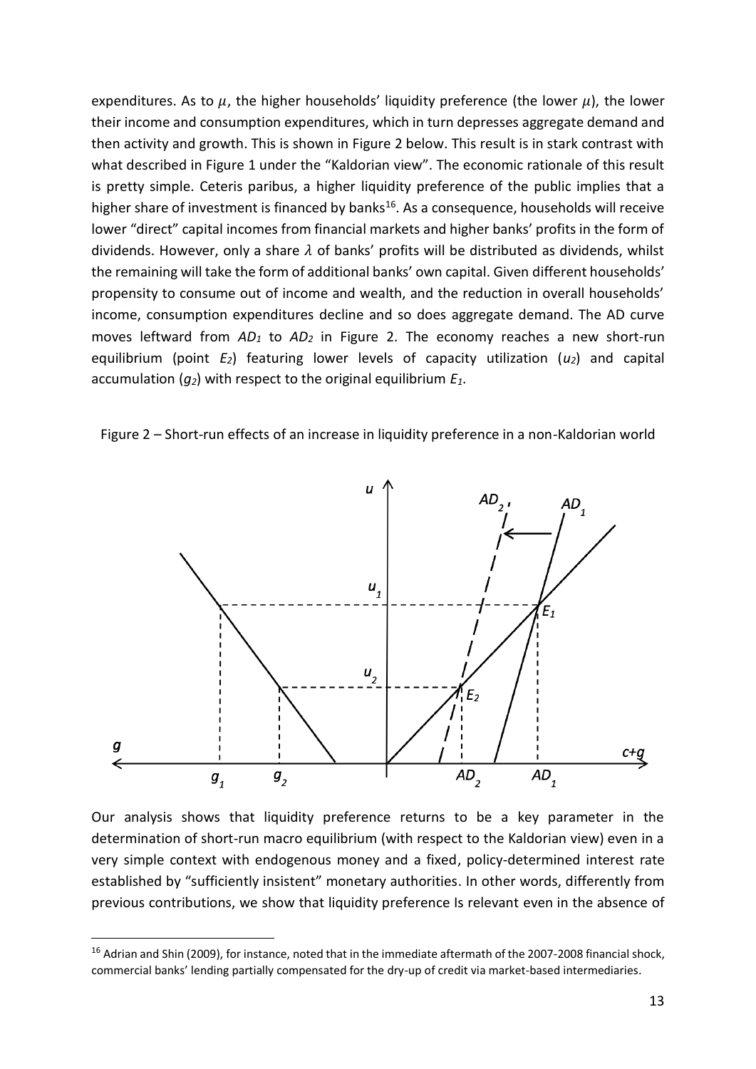expenditures. As to $\mu$, the higher households' liquidity preference (the lower $\mu$), the lower their income and consumption expenditures, which in turn depresses aggregate demand and then activity and growth. This is shown in Figure 2 below. This result is in stark contrast with what described in Figure 1 under the "Kaldorian view". The economic rationale of this result is pretty simple. Ceteris paribus, a higher liquidity preference of the public implies that a higher share of investment is financed by banks[16]. As a consequence, households will receive lower "direct" capital incomes from financial markets and higher banks' profits in the form of dividends. However, only a share $\lambda$ of banks' profits will be distributed as dividends, whilst the remaining will take the form of additional banks' own capital. Given different households' propensity to consume out of income and wealth, and the reduction in overall households' income, consumption expenditures decline and so does aggregate demand. The AD curve moves leftward from $AD_1$ to $AD_2$ in Figure 2. The economy reaches a new short-run equilibrium (point $E_2$) featuring lower levels of capacity utilization ($u_2$) and capital accumulation ($g_2$) with respect to the original equilibrium $E_1$.

Figure 2 – Short-run effects of an increase in liquidity preference in a non-Kaldorian world

u
$AD_2$'
$AD_1$
$u_1$
$E_1$
$u_2$
$E_2$
g
c+g
$g_1$
$g_2$
$AD_2$
$AD_1$

Our analysis shows that liquidity preference returns to be a key parameter in the determination of short-run macro equilibrium (with respect to the Kaldorian view) even in a very simple context with endogenous money and a fixed, policy-determined interest rate established by "sufficiently insistent" monetary authorities. In other words, differently from previous contributions, we show that liquidity preference Is relevant even in the absence of

[16] Adrian and Shin (2009), for instance, noted that in the immediate aftermath of the 2007-2008 financial shock, commercial banks' lending partially compensated for the dry-up of credit via market-based intermediaries.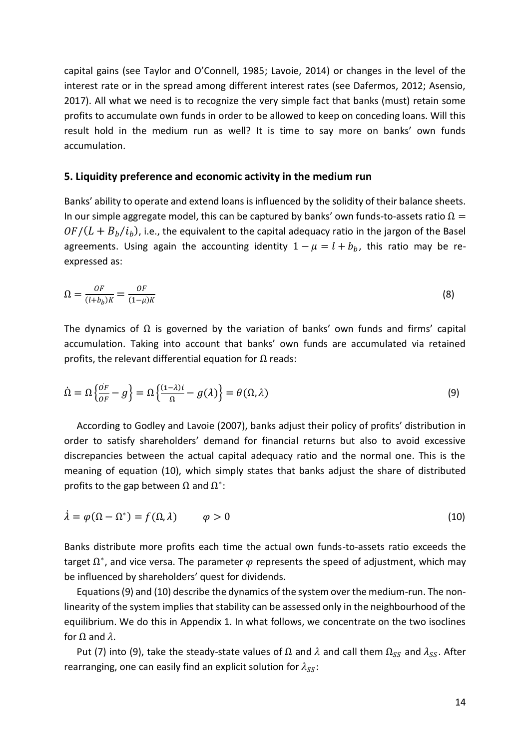capital gains (see Taylor and O'Connell, 1985; Lavoie, 2014) or changes in the level of the interest rate or in the spread among different interest rates (see Dafermos, 2012; Asensio, 2017). All what we need is to recognize the very simple fact that banks (must) retain some profits to accumulate own funds in order to be allowed to keep on conceding loans. Will this result hold in the medium run as well? It is time to say more on banks' own funds accumulation.

## 5. Liquidity preference and economic activity in the medium run

Banks' ability to operate and extend loans is influenced by the solidity of their balance sheets. In our simple aggregate model, this can be captured by banks' own funds-to-assets ratio $\Omega = OF/(L + B_b/i_b)$, i.e., the equivalent to the capital adequacy ratio in the jargon of the Basel agreements. Using again the accounting identity $1 - \mu = l + b_b$, this ratio may be re-expressed as:

$$\Omega = \frac{OF}{(l+b_b)K} = \frac{OF}{(1-\mu)K} \tag{8}$$

The dynamics of $\Omega$ is governed by the variation of banks' own funds and firms' capital accumulation. Taking into account that banks' own funds are accumulated via retained profits, the relevant differential equation for $\Omega$ reads:

$$\dot{\Omega} = \Omega\left\{\frac{\dot{OF}}{OF} - g\right\} = \Omega\left\{\frac{(1-\lambda)i}{\Omega} - g(\lambda)\right\} = \theta(\Omega, \lambda) \tag{9}$$

According to Godley and Lavoie (2007), banks adjust their policy of profits' distribution in order to satisfy shareholders' demand for financial returns but also to avoid excessive discrepancies between the actual capital adequacy ratio and the normal one. This is the meaning of equation (10), which simply states that banks adjust the share of distributed profits to the gap between $\Omega$ and $\Omega^*$:

$$\dot{\lambda} = \varphi(\Omega - \Omega^*) = f(\Omega, \lambda) \qquad \varphi > 0 \tag{10}$$

Banks distribute more profits each time the actual own funds-to-assets ratio exceeds the target $\Omega^*$, and vice versa. The parameter $\varphi$ represents the speed of adjustment, which may be influenced by shareholders' quest for dividends.

Equations (9) and (10) describe the dynamics of the system over the medium-run. The non-linearity of the system implies that stability can be assessed only in the neighbourhood of the equilibrium. We do this in Appendix 1. In what follows, we concentrate on the two isoclines for $\Omega$ and $\lambda$.

Put (7) into (9), take the steady-state values of $\Omega$ and $\lambda$ and call them $\Omega_{SS}$ and $\lambda_{SS}$. After rearranging, one can easily find an explicit solution for $\lambda_{SS}$: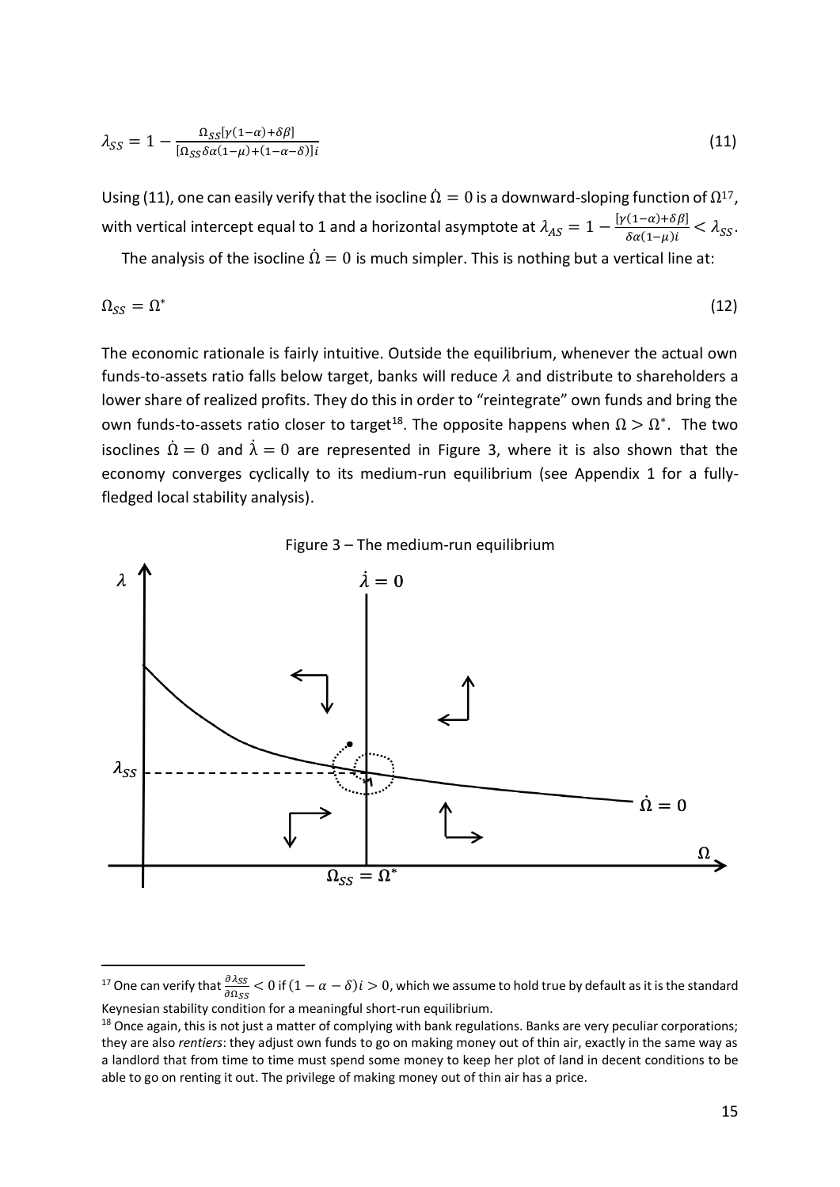$$\lambda_{SS} = 1 - \frac{\Omega_{SS}[\gamma(1-\alpha)+\delta\beta]}{[\Omega_{SS}\delta\alpha(1-\mu)+(1-\alpha-\delta)]i} \tag{11}$$

Using (11), one can easily verify that the isocline $\dot{\Omega} = 0$ is a downward-sloping function of $\Omega$[17], with vertical intercept equal to 1 and a horizontal asymptote at $\lambda_{AS} = 1 - \frac{[\gamma(1-\alpha)+\delta\beta]}{\delta\alpha(1-\mu)i} < \lambda_{SS}$.

The analysis of the isocline $\dot{\Omega} = 0$ is much simpler. This is nothing but a vertical line at:

$$\Omega_{SS} = \Omega^* \tag{12}$$

The economic rationale is fairly intuitive. Outside the equilibrium, whenever the actual own funds-to-assets ratio falls below target, banks will reduce $\lambda$ and distribute to shareholders a lower share of realized profits. They do this in order to "reintegrate" own funds and bring the own funds-to-assets ratio closer to target[18]. The opposite happens when $\Omega > \Omega^*$. The two isoclines $\dot{\Omega} = 0$ and $\dot{\lambda} = 0$ are represented in Figure 3, where it is also shown that the economy converges cyclically to its medium-run equilibrium (see Appendix 1 for a fully-fledged local stability analysis).

Figure 3 – The medium-run equilibrium

$\lambda$

$\dot{\lambda} = 0$

$\lambda_{SS}$

$\dot{\Omega} = 0$

$\Omega$

$\Omega_{SS} = \Omega^*$

---

[17] One can verify that $\frac{\partial \lambda_{SS}}{\partial \Omega_{SS}} < 0$ if $(1 - \alpha - \delta)i > 0$, which we assume to hold true by default as it is the standard Keynesian stability condition for a meaningful short-run equilibrium.

[18] Once again, this is not just a matter of complying with bank regulations. Banks are very peculiar corporations; they are also *rentiers*: they adjust own funds to go on making money out of thin air, exactly in the same way as a landlord that from time to time must spend some money to keep her plot of land in decent conditions to be able to go on renting it out. The privilege of making money out of thin air has a price.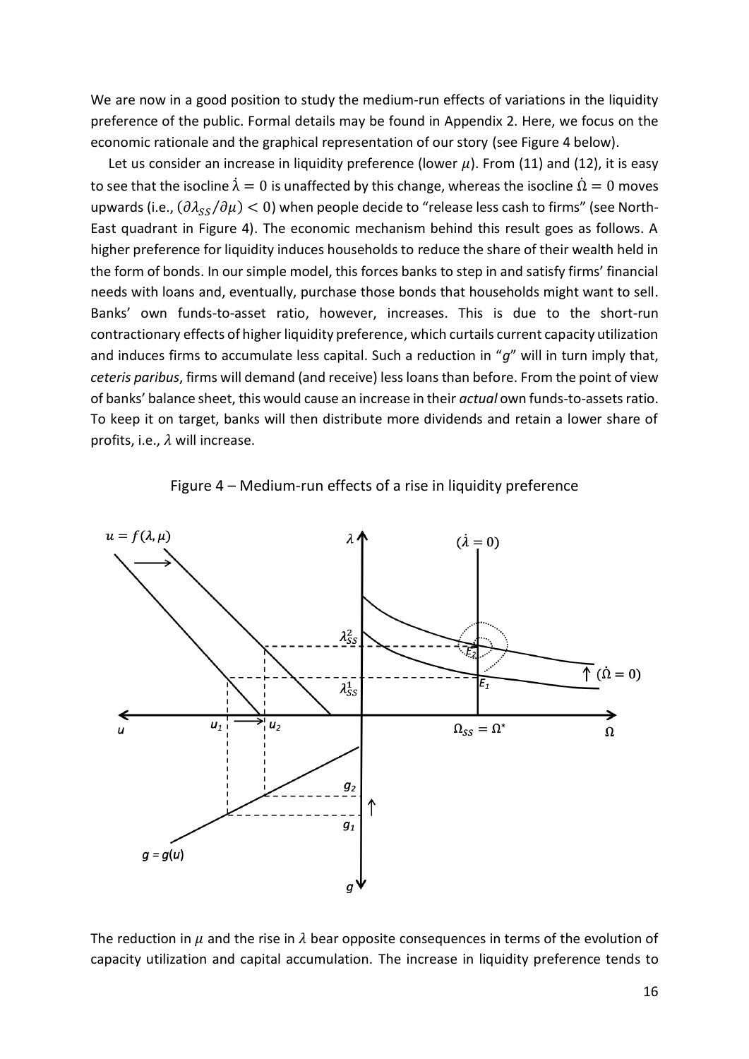We are now in a good position to study the medium-run effects of variations in the liquidity preference of the public. Formal details may be found in Appendix 2. Here, we focus on the economic rationale and the graphical representation of our story (see Figure 4 below).

Let us consider an increase in liquidity preference (lower $\mu$). From (11) and (12), it is easy to see that the isocline $\dot{\lambda} = 0$ is unaffected by this change, whereas the isocline $\dot{\Omega} = 0$ moves upwards (i.e., $(\partial \lambda_{SS}/\partial \mu) < 0$) when people decide to "release less cash to firms" (see North-East quadrant in Figure 4). The economic mechanism behind this result goes as follows. A higher preference for liquidity induces households to reduce the share of their wealth held in the form of bonds. In our simple model, this forces banks to step in and satisfy firms' financial needs with loans and, eventually, purchase those bonds that households might want to sell. Banks' own funds-to-asset ratio, however, increases. This is due to the short-run contractionary effects of higher liquidity preference, which curtails current capacity utilization and induces firms to accumulate less capital. Such a reduction in "*g*" will in turn imply that, *ceteris paribus*, firms will demand (and receive) less loans than before. From the point of view of banks' balance sheet, this would cause an increase in their *actual* own funds-to-assets ratio. To keep it on target, banks will then distribute more dividends and retain a lower share of profits, i.e., $\lambda$ will increase.

Figure 4 – Medium-run effects of a rise in liquidity preference

$u = f(\lambda, \mu)$

$\lambda$

$(\dot{\lambda} = 0)$

$\lambda^2_{SS}$

$E_2$

$\lambda^1_{SS}$

$E_1$

$\uparrow (\dot{\Omega} = 0)$

$u$

$u_1$

$u_2$

$\Omega_{SS} = \Omega^*$

$\Omega$

$g_2$

$g_1$

$g = g(u)$

$g$

The reduction in $\mu$ and the rise in $\lambda$ bear opposite consequences in terms of the evolution of capacity utilization and capital accumulation. The increase in liquidity preference tends to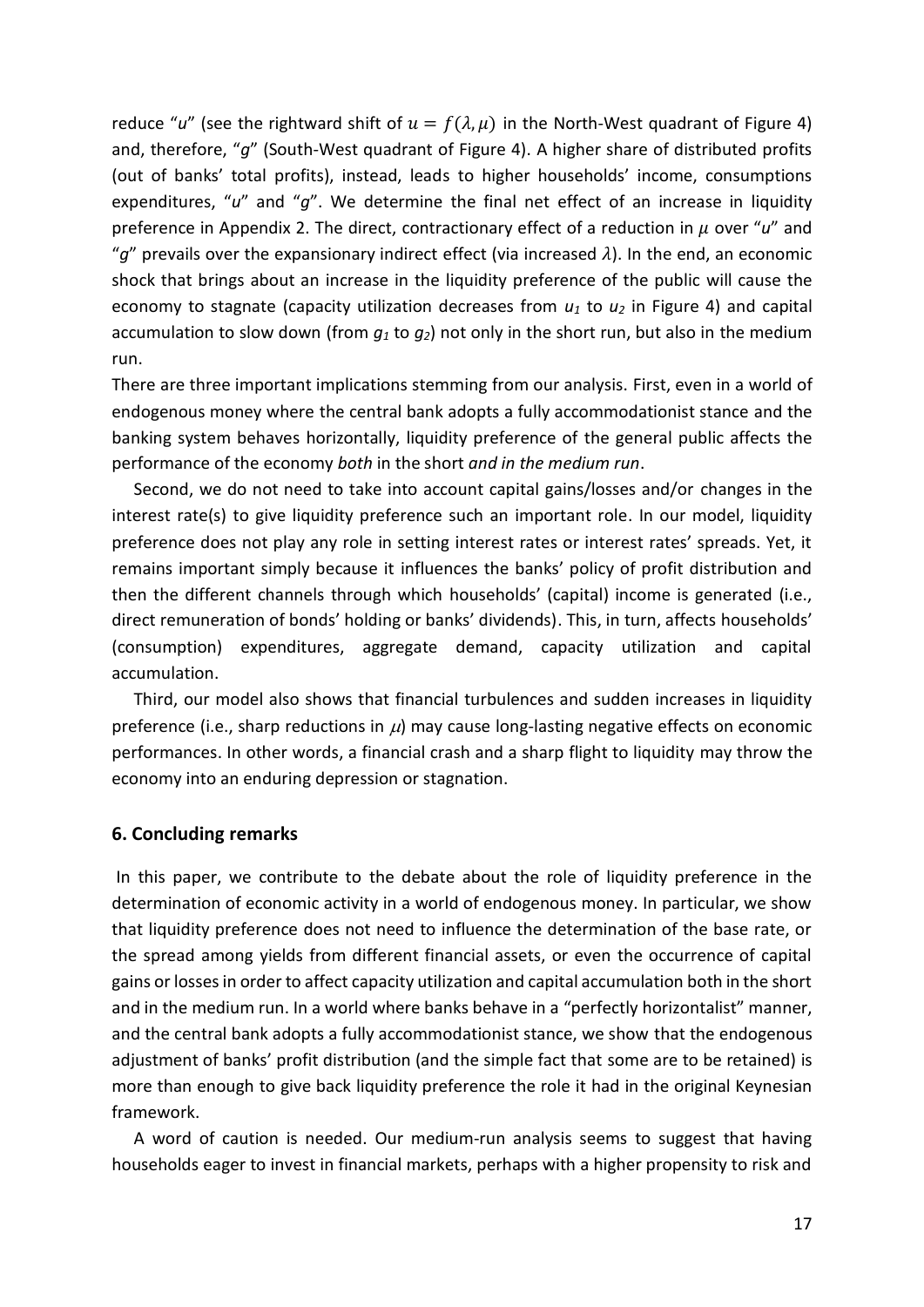reduce "$u$" (see the rightward shift of $u = f(\lambda, \mu)$ in the North-West quadrant of Figure 4) and, therefore, "$g$" (South-West quadrant of Figure 4). A higher share of distributed profits (out of banks' total profits), instead, leads to higher households' income, consumptions expenditures, "$u$" and "$g$". We determine the final net effect of an increase in liquidity preference in Appendix 2. The direct, contractionary effect of a reduction in $\mu$ over "$u$" and "$g$" prevails over the expansionary indirect effect (via increased $\lambda$). In the end, an economic shock that brings about an increase in the liquidity preference of the public will cause the economy to stagnate (capacity utilization decreases from $u_1$ to $u_2$ in Figure 4) and capital accumulation to slow down (from $g_1$ to $g_2$) not only in the short run, but also in the medium run.

There are three important implications stemming from our analysis. First, even in a world of endogenous money where the central bank adopts a fully accommodationist stance and the banking system behaves horizontally, liquidity preference of the general public affects the performance of the economy *both* in the short *and in the medium run*.

Second, we do not need to take into account capital gains/losses and/or changes in the interest rate(s) to give liquidity preference such an important role. In our model, liquidity preference does not play any role in setting interest rates or interest rates' spreads. Yet, it remains important simply because it influences the banks' policy of profit distribution and then the different channels through which households' (capital) income is generated (i.e., direct remuneration of bonds' holding or banks' dividends). This, in turn, affects households' (consumption) expenditures, aggregate demand, capacity utilization and capital accumulation.

Third, our model also shows that financial turbulences and sudden increases in liquidity preference (i.e., sharp reductions in $\mu$) may cause long-lasting negative effects on economic performances. In other words, a financial crash and a sharp flight to liquidity may throw the economy into an enduring depression or stagnation.

## 6. Concluding remarks

In this paper, we contribute to the debate about the role of liquidity preference in the determination of economic activity in a world of endogenous money. In particular, we show that liquidity preference does not need to influence the determination of the base rate, or the spread among yields from different financial assets, or even the occurrence of capital gains or losses in order to affect capacity utilization and capital accumulation both in the short and in the medium run. In a world where banks behave in a "perfectly horizontalist" manner, and the central bank adopts a fully accommodationist stance, we show that the endogenous adjustment of banks' profit distribution (and the simple fact that some are to be retained) is more than enough to give back liquidity preference the role it had in the original Keynesian framework.

A word of caution is needed. Our medium-run analysis seems to suggest that having households eager to invest in financial markets, perhaps with a higher propensity to risk and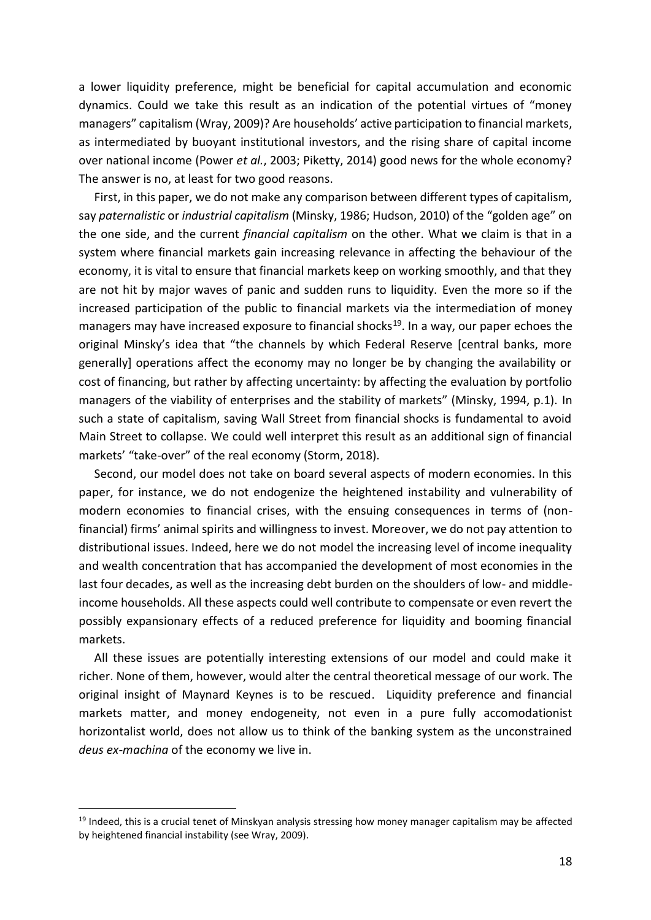a lower liquidity preference, might be beneficial for capital accumulation and economic dynamics. Could we take this result as an indication of the potential virtues of "money managers" capitalism (Wray, 2009)? Are households' active participation to financial markets, as intermediated by buoyant institutional investors, and the rising share of capital income over national income (Power *et al.*, 2003; Piketty, 2014) good news for the whole economy? The answer is no, at least for two good reasons.

First, in this paper, we do not make any comparison between different types of capitalism, say *paternalistic* or *industrial capitalism* (Minsky, 1986; Hudson, 2010) of the "golden age" on the one side, and the current *financial capitalism* on the other. What we claim is that in a system where financial markets gain increasing relevance in affecting the behaviour of the economy, it is vital to ensure that financial markets keep on working smoothly, and that they are not hit by major waves of panic and sudden runs to liquidity. Even the more so if the increased participation of the public to financial markets via the intermediation of money managers may have increased exposure to financial shocks[19]. In a way, our paper echoes the original Minsky's idea that "the channels by which Federal Reserve [central banks, more generally] operations affect the economy may no longer be by changing the availability or cost of financing, but rather by affecting uncertainty: by affecting the evaluation by portfolio managers of the viability of enterprises and the stability of markets" (Minsky, 1994, p.1). In such a state of capitalism, saving Wall Street from financial shocks is fundamental to avoid Main Street to collapse. We could well interpret this result as an additional sign of financial markets' "take-over" of the real economy (Storm, 2018).

Second, our model does not take on board several aspects of modern economies. In this paper, for instance, we do not endogenize the heightened instability and vulnerability of modern economies to financial crises, with the ensuing consequences in terms of (non-financial) firms' animal spirits and willingness to invest. Moreover, we do not pay attention to distributional issues. Indeed, here we do not model the increasing level of income inequality and wealth concentration that has accompanied the development of most economies in the last four decades, as well as the increasing debt burden on the shoulders of low- and middle-income households. All these aspects could well contribute to compensate or even revert the possibly expansionary effects of a reduced preference for liquidity and booming financial markets.

All these issues are potentially interesting extensions of our model and could make it richer. None of them, however, would alter the central theoretical message of our work. The original insight of Maynard Keynes is to be rescued. Liquidity preference and financial markets matter, and money endogeneity, not even in a pure fully accomodationist horizontalist world, does not allow us to think of the banking system as the unconstrained *deus ex-machina* of the economy we live in.

---

[19] Indeed, this is a crucial tenet of Minskyan analysis stressing how money manager capitalism may be affected by heightened financial instability (see Wray, 2009).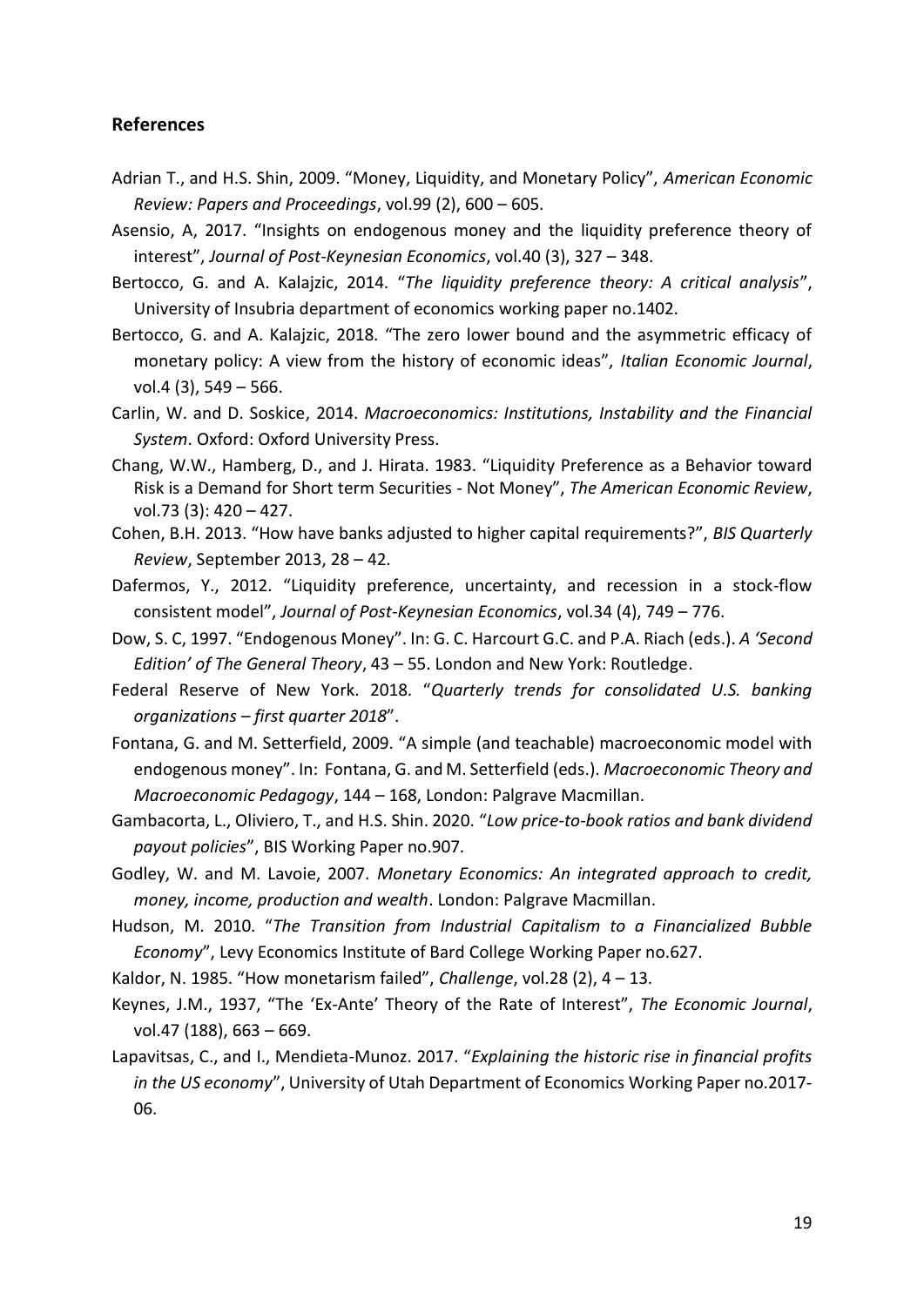## References

Adrian T., and H.S. Shin, 2009. “Money, Liquidity, and Monetary Policy”, *American Economic Review: Papers and Proceedings*, vol.99 (2), 600 – 605.

Asensio, A, 2017. “Insights on endogenous money and the liquidity preference theory of interest”, *Journal of Post-Keynesian Economics*, vol.40 (3), 327 – 348.

Bertocco, G. and A. Kalajzic, 2014. “*The liquidity preference theory: A critical analysis*”, University of Insubria department of economics working paper no.1402.

Bertocco, G. and A. Kalajzic, 2018. “The zero lower bound and the asymmetric efficacy of monetary policy: A view from the history of economic ideas”, *Italian Economic Journal*, vol.4 (3), 549 – 566.

Carlin, W. and D. Soskice, 2014. *Macroeconomics: Institutions, Instability and the Financial System*. Oxford: Oxford University Press.

Chang, W.W., Hamberg, D., and J. Hirata. 1983. “Liquidity Preference as a Behavior toward Risk is a Demand for Short term Securities - Not Money”, *The American Economic Review*, vol.73 (3): 420 – 427.

Cohen, B.H. 2013. “How have banks adjusted to higher capital requirements?”, *BIS Quarterly Review*, September 2013, 28 – 42.

Dafermos, Y., 2012. “Liquidity preference, uncertainty, and recession in a stock-flow consistent model”, *Journal of Post-Keynesian Economics*, vol.34 (4), 749 – 776.

Dow, S. C, 1997. “Endogenous Money”. In: G. C. Harcourt G.C. and P.A. Riach (eds.). *A ‘Second Edition’ of The General Theory*, 43 – 55. London and New York: Routledge.

Federal Reserve of New York. 2018. “*Quarterly trends for consolidated U.S. banking organizations – first quarter 2018*”.

Fontana, G. and M. Setterfield, 2009. “A simple (and teachable) macroeconomic model with endogenous money”. In: Fontana, G. and M. Setterfield (eds.). *Macroeconomic Theory and Macroeconomic Pedagogy*, 144 – 168, London: Palgrave Macmillan.

Gambacorta, L., Oliviero, T., and H.S. Shin. 2020. “*Low price-to-book ratios and bank dividend payout policies*”, BIS Working Paper no.907.

Godley, W. and M. Lavoie, 2007. *Monetary Economics: An integrated approach to credit, money, income, production and wealth*. London: Palgrave Macmillan.

Hudson, M. 2010. “*The Transition from Industrial Capitalism to a Financialized Bubble Economy*”, Levy Economics Institute of Bard College Working Paper no.627.

Kaldor, N. 1985. “How monetarism failed”, *Challenge*, vol.28 (2), 4 – 13.

Keynes, J.M., 1937, “The ‘Ex-Ante’ Theory of the Rate of Interest”, *The Economic Journal*, vol.47 (188), 663 – 669.

Lapavitsas, C., and I., Mendieta-Munoz. 2017. “*Explaining the historic rise in financial profits in the US economy*”, University of Utah Department of Economics Working Paper no.2017-06.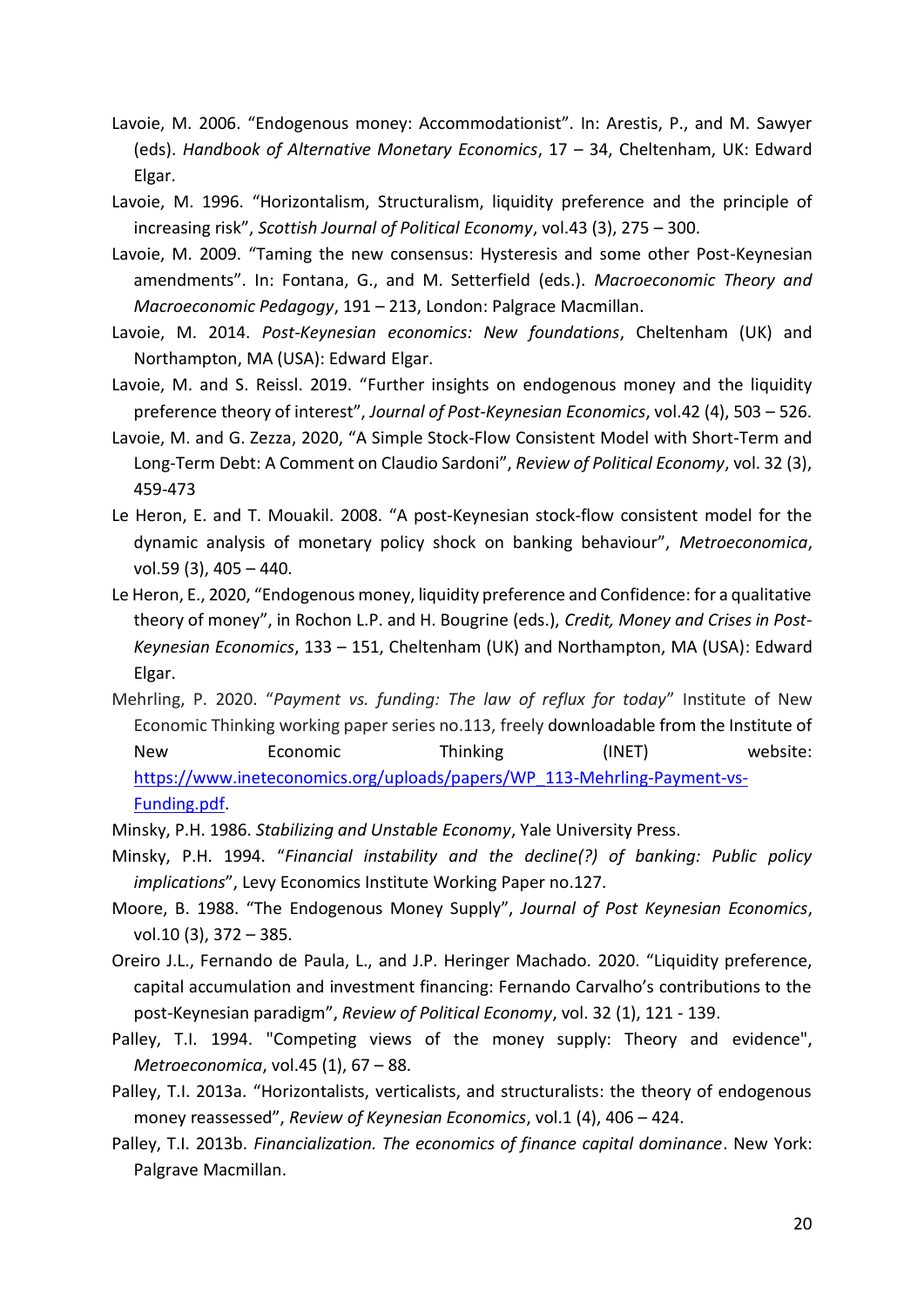Lavoie, M. 2006. “Endogenous money: Accommodationist”. In: Arestis, P., and M. Sawyer (eds). *Handbook of Alternative Monetary Economics*, 17 – 34, Cheltenham, UK: Edward Elgar.

Lavoie, M. 1996. “Horizontalism, Structuralism, liquidity preference and the principle of increasing risk”, *Scottish Journal of Political Economy*, vol.43 (3), 275 – 300.

Lavoie, M. 2009. “Taming the new consensus: Hysteresis and some other Post-Keynesian amendments”. In: Fontana, G., and M. Setterfield (eds.). *Macroeconomic Theory and Macroeconomic Pedagogy*, 191 – 213, London: Palgrace Macmillan.

Lavoie, M. 2014. *Post-Keynesian economics: New foundations*, Cheltenham (UK) and Northampton, MA (USA): Edward Elgar.

Lavoie, M. and S. Reissl. 2019. “Further insights on endogenous money and the liquidity preference theory of interest”, *Journal of Post-Keynesian Economics*, vol.42 (4), 503 – 526.

Lavoie, M. and G. Zezza, 2020, “A Simple Stock-Flow Consistent Model with Short-Term and Long-Term Debt: A Comment on Claudio Sardoni”, *Review of Political Economy*, vol. 32 (3), 459-473

Le Heron, E. and T. Mouakil. 2008. “A post-Keynesian stock-flow consistent model for the dynamic analysis of monetary policy shock on banking behaviour”, *Metroeconomica*, vol.59 (3), 405 – 440.

Le Heron, E., 2020, “Endogenous money, liquidity preference and Confidence: for a qualitative theory of money”, in Rochon L.P. and H. Bougrine (eds.), *Credit, Money and Crises in Post-Keynesian Economics*, 133 – 151, Cheltenham (UK) and Northampton, MA (USA): Edward Elgar.

Mehrling, P. 2020. “*Payment vs. funding: The law of reflux for today*” Institute of New Economic Thinking working paper series no.113, freely downloadable from the Institute of New Economic Thinking (INET) website: [https://www.ineteconomics.org/uploads/papers/WP_113-Mehrling-Payment-vs-Funding.pdf](https://www.ineteconomics.org/uploads/papers/WP_113-Mehrling-Payment-vs-Funding.pdf).

Minsky, P.H. 1986. *Stabilizing and Unstable Economy*, Yale University Press.

Minsky, P.H. 1994. “*Financial instability and the decline(?) of banking: Public policy implications*”, Levy Economics Institute Working Paper no.127.

Moore, B. 1988. “The Endogenous Money Supply”, *Journal of Post Keynesian Economics*, vol.10 (3), 372 – 385.

Oreiro J.L., Fernando de Paula, L., and J.P. Heringer Machado. 2020. “Liquidity preference, capital accumulation and investment financing: Fernando Carvalho’s contributions to the post-Keynesian paradigm”, *Review of Political Economy*, vol. 32 (1), 121 - 139.

Palley, T.I. 1994. "Competing views of the money supply: Theory and evidence", *Metroeconomica*, vol.45 (1), 67 – 88.

Palley, T.I. 2013a. “Horizontalists, verticalists, and structuralists: the theory of endogenous money reassessed”, *Review of Keynesian Economics*, vol.1 (4), 406 – 424.

Palley, T.I. 2013b. *Financialization. The economics of finance capital dominance*. New York: Palgrave Macmillan.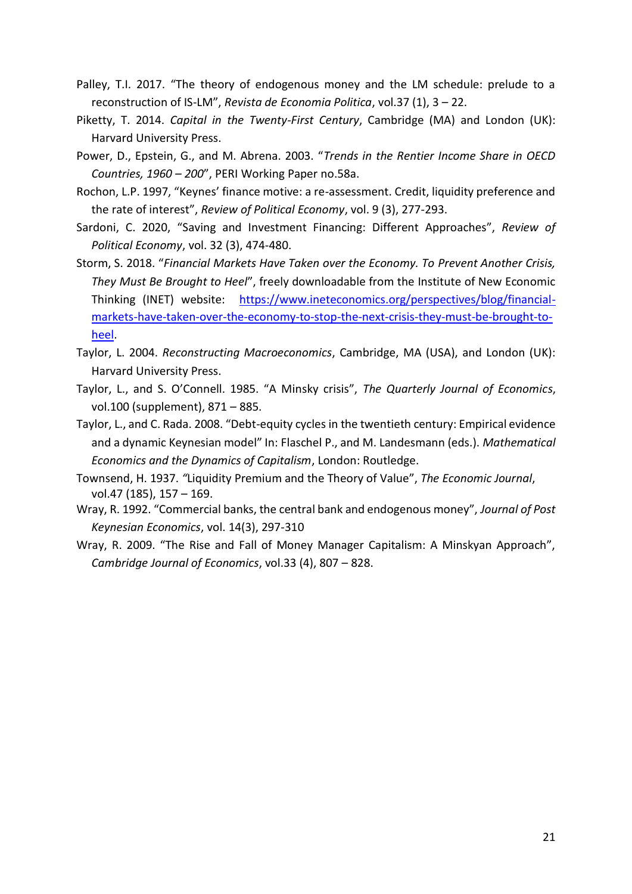Palley, T.I. 2017. "The theory of endogenous money and the LM schedule: prelude to a reconstruction of IS-LM", *Revista de Economia Politica*, vol.37 (1), 3 – 22.

Piketty, T. 2014. *Capital in the Twenty-First Century*, Cambridge (MA) and London (UK): Harvard University Press.

Power, D., Epstein, G., and M. Abrena. 2003. "*Trends in the Rentier Income Share in OECD Countries, 1960 – 200*", PERI Working Paper no.58a.

Rochon, L.P. 1997, "Keynes' finance motive: a re-assessment. Credit, liquidity preference and the rate of interest", *Review of Political Economy*, vol. 9 (3), 277-293.

Sardoni, C. 2020, "Saving and Investment Financing: Different Approaches", *Review of Political Economy*, vol. 32 (3), 474-480.

Storm, S. 2018. "*Financial Markets Have Taken over the Economy. To Prevent Another Crisis, They Must Be Brought to Heel*", freely downloadable from the Institute of New Economic Thinking (INET) website: [https://www.ineteconomics.org/perspectives/blog/financial-markets-have-taken-over-the-economy-to-stop-the-next-crisis-they-must-be-brought-to-heel](https://www.ineteconomics.org/perspectives/blog/financial-markets-have-taken-over-the-economy-to-stop-the-next-crisis-they-must-be-brought-to-heel).

Taylor, L. 2004. *Reconstructing Macroeconomics*, Cambridge, MA (USA), and London (UK): Harvard University Press.

Taylor, L., and S. O'Connell. 1985. "A Minsky crisis", *The Quarterly Journal of Economics*, vol.100 (supplement), 871 – 885.

Taylor, L., and C. Rada. 2008. "Debt-equity cycles in the twentieth century: Empirical evidence and a dynamic Keynesian model" In: Flaschel P., and M. Landesmann (eds.). *Mathematical Economics and the Dynamics of Capitalism*, London: Routledge.

Townsend, H. 1937. "Liquidity Premium and the Theory of Value", *The Economic Journal*, vol.47 (185), 157 – 169.

Wray, R. 1992. "Commercial banks, the central bank and endogenous money", *Journal of Post Keynesian Economics*, vol. 14(3), 297-310

Wray, R. 2009. "The Rise and Fall of Money Manager Capitalism: A Minskyan Approach", *Cambridge Journal of Economics*, vol.33 (4), 807 – 828.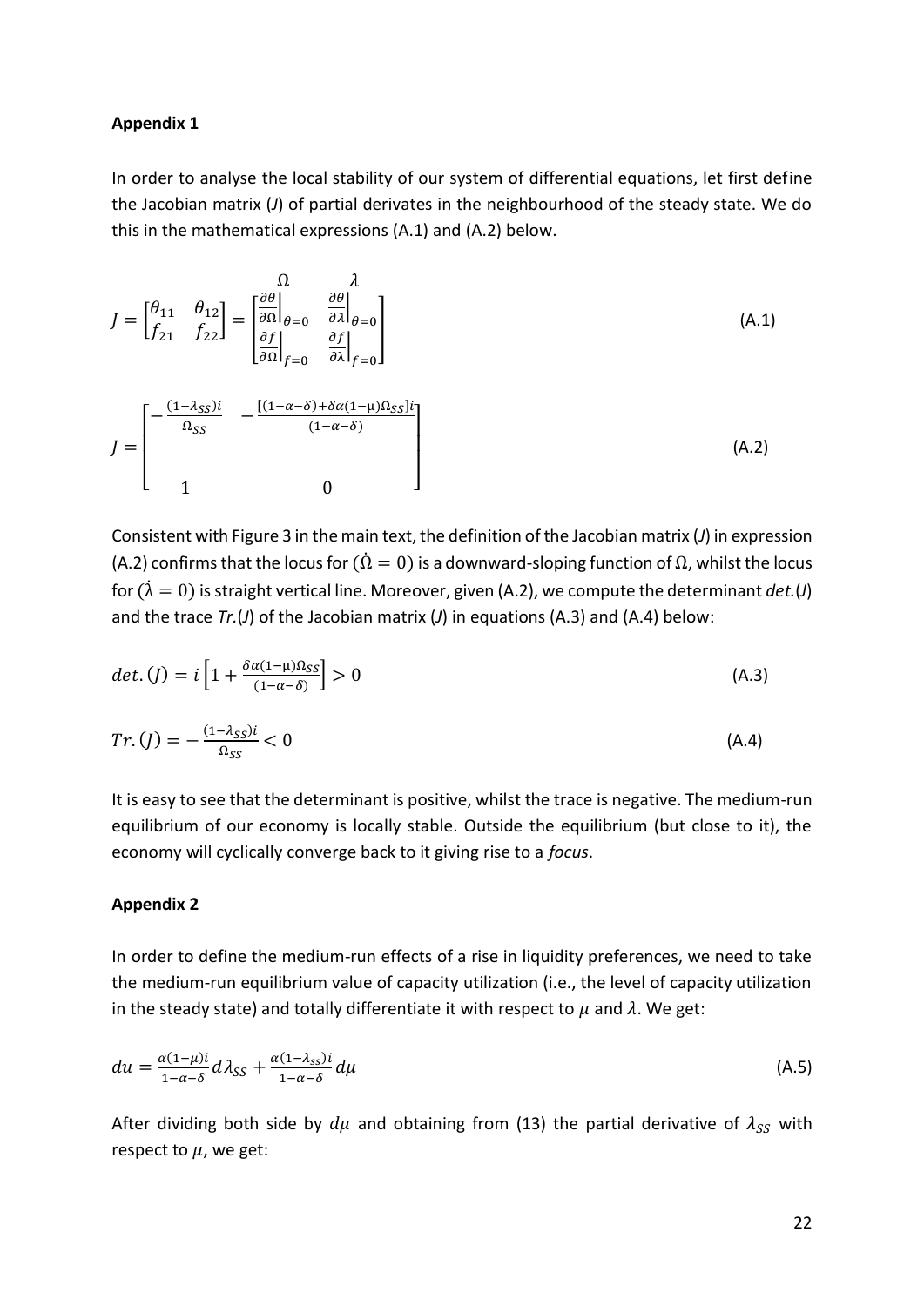**Appendix 1**

In order to analyse the local stability of our system of differential equations, let first define the Jacobian matrix (*J*) of partial derivates in the neighbourhood of the steady state. We do this in the mathematical expressions (A.1) and (A.2) below.

$$J = \begin{bmatrix} \theta_{11} & \theta_{12} \\ f_{21} & f_{22} \end{bmatrix} = \begin{bmatrix} \left.\frac{\partial \theta}{\partial \Omega}\right|_{\theta=0} & \left.\frac{\partial \theta}{\partial \lambda}\right|_{\theta=0} \\ \left.\frac{\partial f}{\partial \Omega}\right|_{f=0} & \left.\frac{\partial f}{\partial \lambda}\right|_{f=0} \end{bmatrix} \tag{A.1}$$

$$J = \begin{bmatrix} -\frac{(1-\lambda_{SS})i}{\Omega_{SS}} & -\frac{[(1-\alpha-\delta)+\delta\alpha(1-\mu)\Omega_{SS}]i}{(1-\alpha-\delta)} \\ 1 & 0 \end{bmatrix} \tag{A.2}$$

Consistent with Figure 3 in the main text, the definition of the Jacobian matrix (*J*) in expression (A.2) confirms that the locus for $(\dot{\Omega} = 0)$ is a downward-sloping function of $\Omega$, whilst the locus for $(\dot{\lambda} = 0)$ is straight vertical line. Moreover, given (A.2), we compute the determinant *det.*(*J*) and the trace *Tr.*(*J*) of the Jacobian matrix (*J*) in equations (A.3) and (A.4) below:

$$det.(J) = i\left[1 + \frac{\delta\alpha(1-\mu)\Omega_{SS}}{(1-\alpha-\delta)}\right] > 0 \tag{A.3}$$

$$Tr.(J) = -\frac{(1-\lambda_{SS})i}{\Omega_{SS}} < 0 \tag{A.4}$$

It is easy to see that the determinant is positive, whilst the trace is negative. The medium-run equilibrium of our economy is locally stable. Outside the equilibrium (but close to it), the economy will cyclically converge back to it giving rise to a *focus*.

**Appendix 2**

In order to define the medium-run effects of a rise in liquidity preferences, we need to take the medium-run equilibrium value of capacity utilization (i.e., the level of capacity utilization in the steady state) and totally differentiate it with respect to $\mu$ and $\lambda$. We get:

$$du = \frac{\alpha(1-\mu)i}{1-\alpha-\delta}d\lambda_{SS} + \frac{\alpha(1-\lambda_{SS})i}{1-\alpha-\delta}d\mu \tag{A.5}$$

After dividing both side by $d\mu$ and obtaining from (13) the partial derivative of $\lambda_{SS}$ with respect to $\mu$, we get: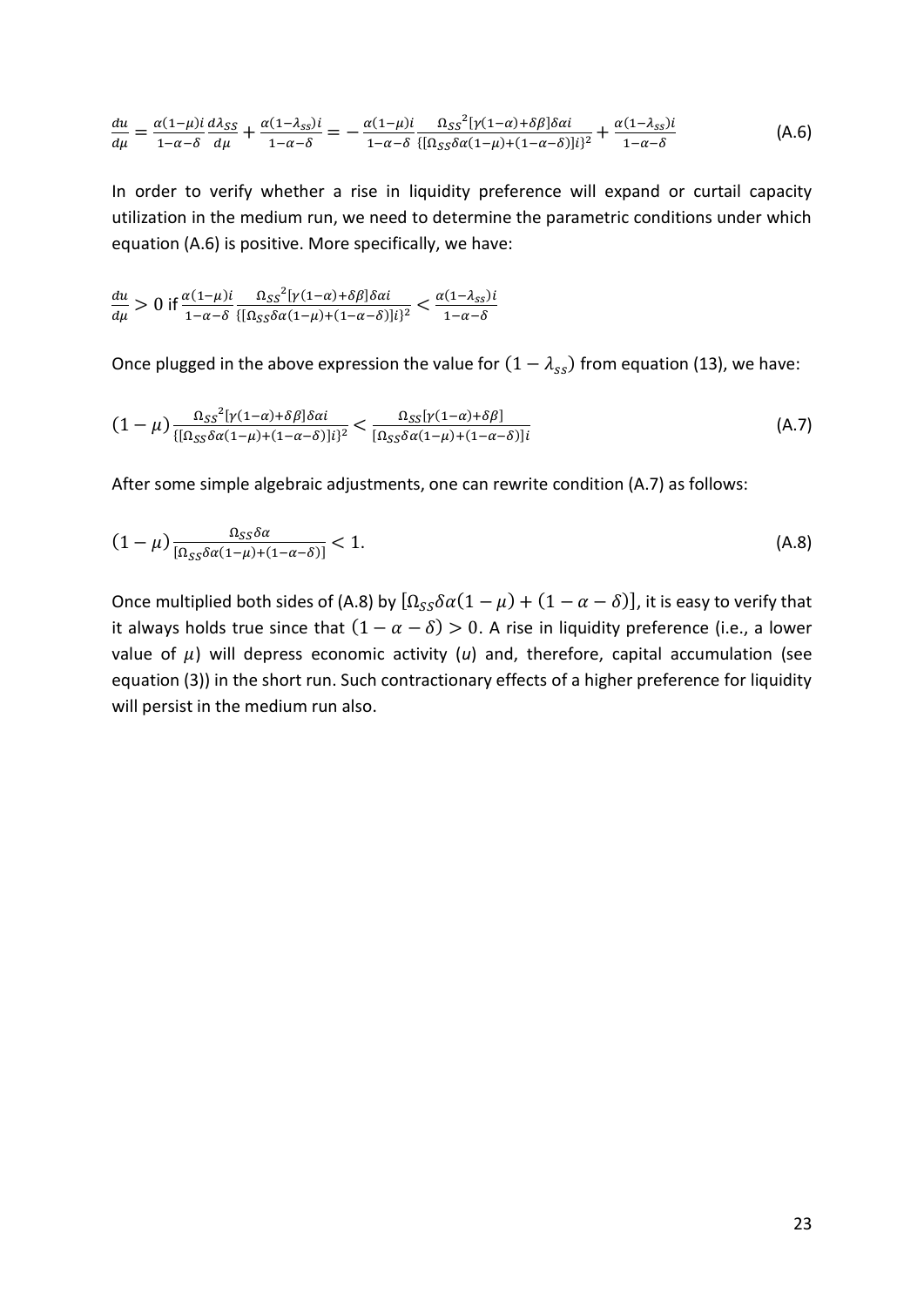$$\frac{du}{d\mu} = \frac{\alpha(1-\mu)i}{1-\alpha-\delta}\frac{d\lambda_{SS}}{d\mu} + \frac{\alpha(1-\lambda_{ss})i}{1-\alpha-\delta} = -\frac{\alpha(1-\mu)i}{1-\alpha-\delta}\frac{\Omega_{SS}{}^{2}[\gamma(1-\alpha)+\delta\beta]\delta\alpha i}{\{[\Omega_{SS}\delta\alpha(1-\mu)+(1-\alpha-\delta)]i\}^{2}} + \frac{\alpha(1-\lambda_{ss})i}{1-\alpha-\delta} \tag{A.6}$$

In order to verify whether a rise in liquidity preference will expand or curtail capacity utilization in the medium run, we need to determine the parametric conditions under which equation (A.6) is positive. More specifically, we have:

$$\frac{du}{d\mu} > 0 \text{ if } \frac{\alpha(1-\mu)i}{1-\alpha-\delta}\frac{\Omega_{SS}{}^{2}[\gamma(1-\alpha)+\delta\beta]\delta\alpha i}{\{[\Omega_{SS}\delta\alpha(1-\mu)+(1-\alpha-\delta)]i\}^{2}} < \frac{\alpha(1-\lambda_{ss})i}{1-\alpha-\delta}$$

Once plugged in the above expression the value for $(1-\lambda_{ss})$ from equation (13), we have:

$$(1-\mu)\frac{\Omega_{SS}{}^{2}[\gamma(1-\alpha)+\delta\beta]\delta\alpha i}{\{[\Omega_{SS}\delta\alpha(1-\mu)+(1-\alpha-\delta)]i\}^{2}} < \frac{\Omega_{SS}[\gamma(1-\alpha)+\delta\beta]}{[\Omega_{SS}\delta\alpha(1-\mu)+(1-\alpha-\delta)]i} \tag{A.7}$$

After some simple algebraic adjustments, one can rewrite condition (A.7) as follows:

$$(1-\mu)\frac{\Omega_{SS}\delta\alpha}{[\Omega_{SS}\delta\alpha(1-\mu)+(1-\alpha-\delta)]} < 1. \tag{A.8}$$

Once multiplied both sides of (A.8) by $[\Omega_{SS}\delta\alpha(1-\mu)+(1-\alpha-\delta)]$, it is easy to verify that it always holds true since that $(1-\alpha-\delta) > 0$. A rise in liquidity preference (i.e., a lower value of $\mu$) will depress economic activity ($u$) and, therefore, capital accumulation (see equation (3)) in the short run. Such contractionary effects of a higher preference for liquidity will persist in the medium run also.